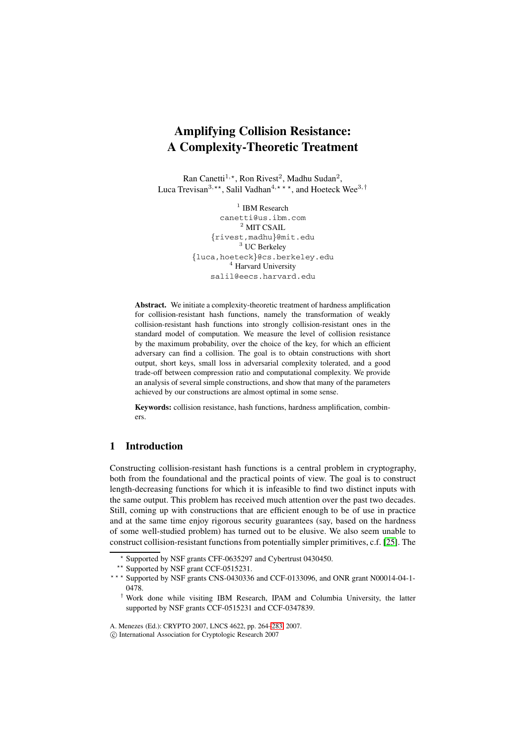# Amplifying Collision Resistance: A Complexity-Theoretic Treatment

Ran Canetti[1,⋆], Ron Rivest[2], Madhu Sudan[2], Luca Trevisan[3,⋆⋆], Salil Vadhan[4,⋆⋆⋆], and Hoeteck Wee[3,†]

[1] IBM Research  
canetti@us.ibm.com  
[2] MIT CSAIL  
{rivest,madhu}@mit.edu  
[3] UC Berkeley  
{luca,hoeteck}@cs.berkeley.edu  
[4] Harvard University  
salil@eecs.harvard.edu

**Abstract.** We initiate a complexity-theoretic treatment of hardness amplification for collision-resistant hash functions, namely the transformation of weakly collision-resistant hash functions into strongly collision-resistant ones in the standard model of computation. We measure the level of collision resistance by the maximum probability, over the choice of the key, for which an efficient adversary can find a collision. The goal is to obtain constructions with short output, short keys, small loss in adversarial complexity tolerated, and a good trade-off between compression ratio and computational complexity. We provide an analysis of several simple constructions, and show that many of the parameters achieved by our constructions are almost optimal in some sense.

**Keywords:** collision resistance, hash functions, hardness amplification, combiners.

## 1 Introduction

Constructing collision-resistant hash functions is a central problem in cryptography, both from the foundational and the practical points of view. The goal is to construct length-decreasing functions for which it is infeasible to find two distinct inputs with the same output. This problem has received much attention over the past two decades. Still, coming up with constructions that are efficient enough to be of use in practice and at the same time enjoy rigorous security guarantees (say, based on the hardness of some well-studied problem) has turned out to be elusive. We also seem unable to construct collision-resistant functions from potentially simpler primitives, c.f. [25]. The

⋆ Supported by NSF grants CFF-0635297 and Cybertrust 0430450.

⋆⋆ Supported by NSF grant CCF-0515231.

⋆⋆⋆ Supported by NSF grants CNS-0430336 and CCF-0133096, and ONR grant N00014-04-1-0478.

† Work done while visiting IBM Research, IPAM and Columbia University, the latter supported by NSF grants CCF-0515231 and CCF-0347839.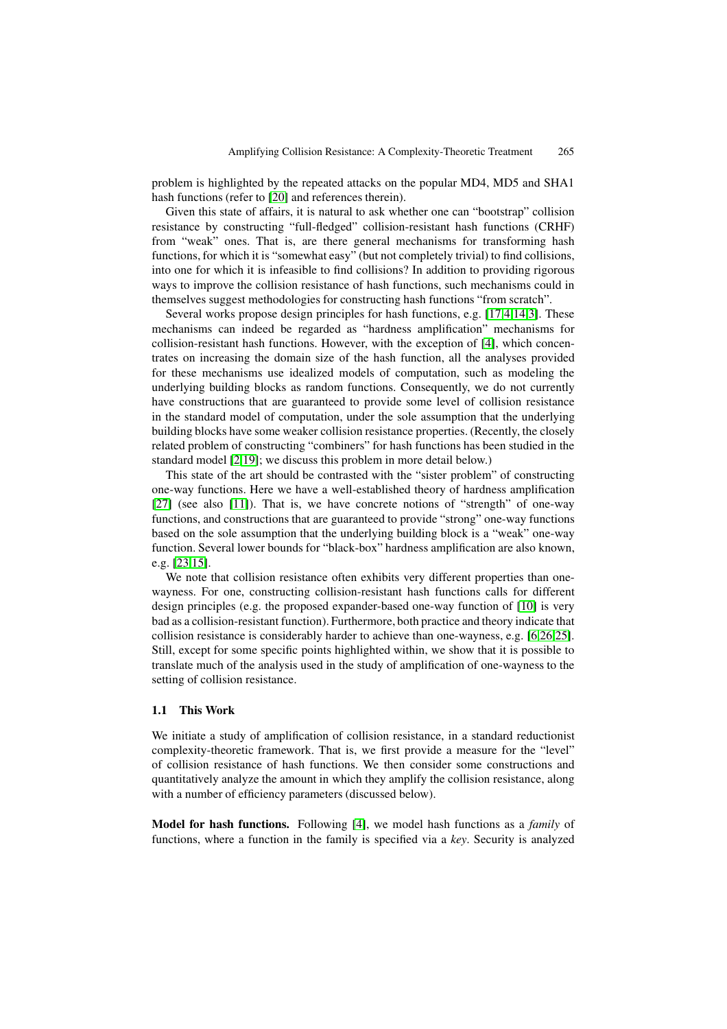problem is highlighted by the repeated attacks on the popular MD4, MD5 and SHA1 hash functions (refer to [20] and references therein).

Given this state of affairs, it is natural to ask whether one can "bootstrap" collision resistance by constructing "full-fledged" collision-resistant hash functions (CRHF) from "weak" ones. That is, are there general mechanisms for transforming hash functions, for which it is "somewhat easy" (but not completely trivial) to find collisions, into one for which it is infeasible to find collisions? In addition to providing rigorous ways to improve the collision resistance of hash functions, such mechanisms could in themselves suggest methodologies for constructing hash functions "from scratch".

Several works propose design principles for hash functions, e.g. [17,4,14,3]. These mechanisms can indeed be regarded as "hardness amplification" mechanisms for collision-resistant hash functions. However, with the exception of [4], which concentrates on increasing the domain size of the hash function, all the analyses provided for these mechanisms use idealized models of computation, such as modeling the underlying building blocks as random functions. Consequently, we do not currently have constructions that are guaranteed to provide some level of collision resistance in the standard model of computation, under the sole assumption that the underlying building blocks have some weaker collision resistance properties. (Recently, the closely related problem of constructing "combiners" for hash functions has been studied in the standard model [2,19]; we discuss this problem in more detail below.)

This state of the art should be contrasted with the "sister problem" of constructing one-way functions. Here we have a well-established theory of hardness amplification [27] (see also [11]). That is, we have concrete notions of "strength" of one-way functions, and constructions that are guaranteed to provide "strong" one-way functions based on the sole assumption that the underlying building block is a "weak" one-way function. Several lower bounds for "black-box" hardness amplification are also known, e.g. [23,15].

We note that collision resistance often exhibits very different properties than one-wayness. For one, constructing collision-resistant hash functions calls for different design principles (e.g. the proposed expander-based one-way function of [10] is very bad as a collision-resistant function). Furthermore, both practice and theory indicate that collision resistance is considerably harder to achieve than one-wayness, e.g. [6,26,25]. Still, except for some specific points highlighted within, we show that it is possible to translate much of the analysis used in the study of amplification of one-wayness to the setting of collision resistance.

## 1.1 This Work

We initiate a study of amplification of collision resistance, in a standard reductionist complexity-theoretic framework. That is, we first provide a measure for the "level" of collision resistance of hash functions. We then consider some constructions and quantitatively analyze the amount in which they amplify the collision resistance, along with a number of efficiency parameters (discussed below).

**Model for hash functions.** Following [4], we model hash functions as a *family* of functions, where a function in the family is specified via a *key*. Security is analyzed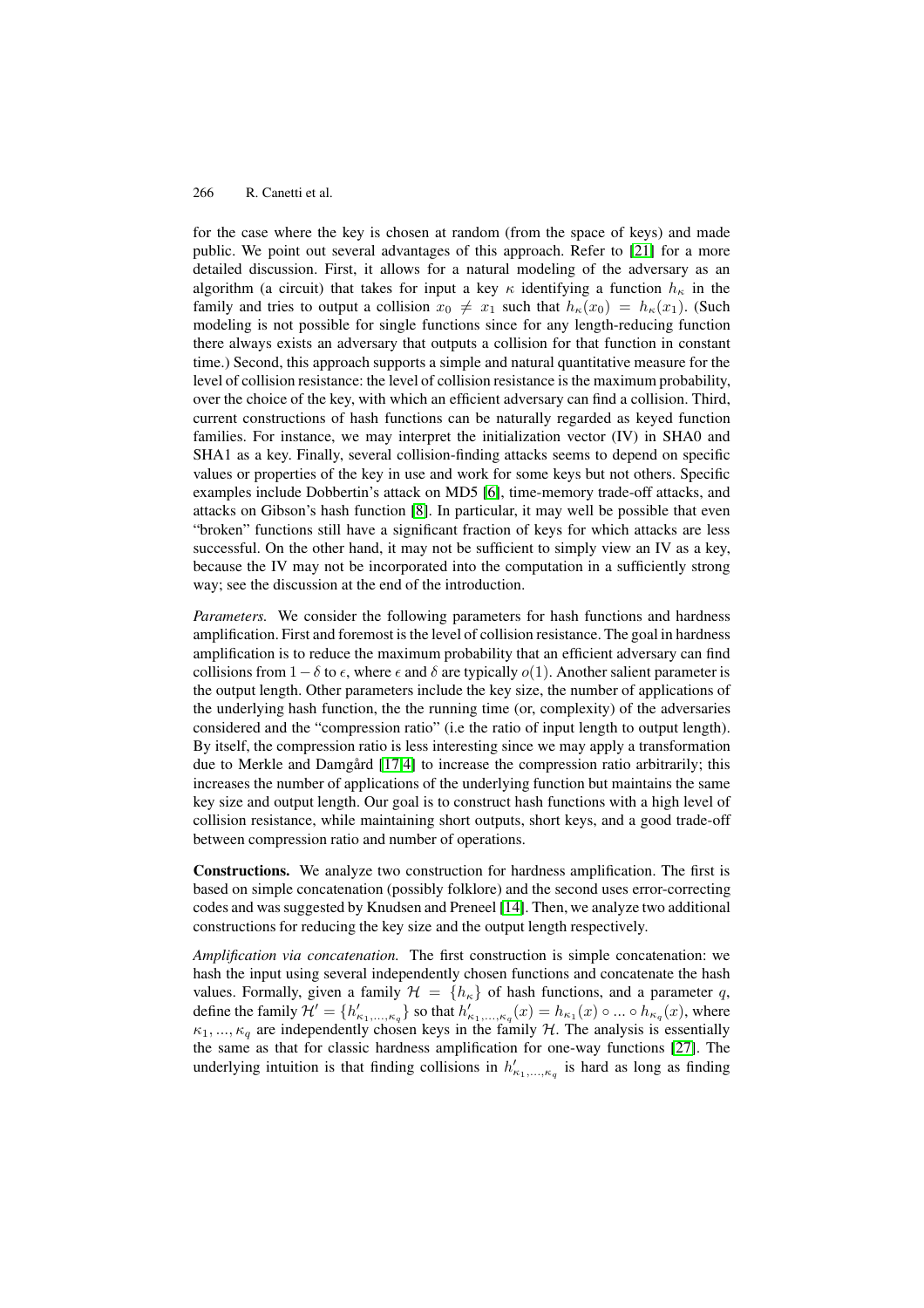for the case where the key is chosen at random (from the space of keys) and made public. We point out several advantages of this approach. Refer to [21] for a more detailed discussion. First, it allows for a natural modeling of the adversary as an algorithm (a circuit) that takes for input a key $\kappa$ identifying a function $h_\kappa$ in the family and tries to output a collision $x_0 \neq x_1$ such that $h_\kappa(x_0) = h_\kappa(x_1)$. (Such modeling is not possible for single functions since for any length-reducing function there always exists an adversary that outputs a collision for that function in constant time.) Second, this approach supports a simple and natural quantitative measure for the level of collision resistance: the level of collision resistance is the maximum probability, over the choice of the key, with which an efficient adversary can find a collision. Third, current constructions of hash functions can be naturally regarded as keyed function families. For instance, we may interpret the initialization vector (IV) in SHA0 and SHA1 as a key. Finally, several collision-finding attacks seems to depend on specific values or properties of the key in use and work for some keys but not others. Specific examples include Dobbertin's attack on MD5 [6], time-memory trade-off attacks, and attacks on Gibson's hash function [8]. In particular, it may well be possible that even "broken" functions still have a significant fraction of keys for which attacks are less successful. On the other hand, it may not be sufficient to simply view an IV as a key, because the IV may not be incorporated into the computation in a sufficiently strong way; see the discussion at the end of the introduction.

*Parameters.* We consider the following parameters for hash functions and hardness amplification. First and foremost is the level of collision resistance. The goal in hardness amplification is to reduce the maximum probability that an efficient adversary can find collisions from $1-\delta$ to $\epsilon$, where $\epsilon$ and $\delta$ are typically $o(1)$. Another salient parameter is the output length. Other parameters include the key size, the number of applications of the underlying hash function, the the running time (or, complexity) of the adversaries considered and the "compression ratio" (i.e the ratio of input length to output length). By itself, the compression ratio is less interesting since we may apply a transformation due to Merkle and Damgård [17,4] to increase the compression ratio arbitrarily; this increases the number of applications of the underlying function but maintains the same key size and output length. Our goal is to construct hash functions with a high level of collision resistance, while maintaining short outputs, short keys, and a good trade-off between compression ratio and number of operations.

**Constructions.** We analyze two construction for hardness amplification. The first is based on simple concatenation (possibly folklore) and the second uses error-correcting codes and was suggested by Knudsen and Preneel [14]. Then, we analyze two additional constructions for reducing the key size and the output length respectively.

*Amplification via concatenation.* The first construction is simple concatenation: we hash the input using several independently chosen functions and concatenate the hash values. Formally, given a family $\mathcal{H} = \{h_\kappa\}$ of hash functions, and a parameter $q$, define the family $\mathcal{H}' = \{h'_{\kappa_1,\ldots,\kappa_q}\}$ so that $h'_{\kappa_1,\ldots,\kappa_q}(x) = h_{\kappa_1}(x) \circ \ldots \circ h_{\kappa_q}(x)$, where $\kappa_1, \ldots, \kappa_q$ are independently chosen keys in the family $\mathcal{H}$. The analysis is essentially the same as that for classic hardness amplification for one-way functions [27]. The underlying intuition is that finding collisions in $h'_{\kappa_1,\ldots,\kappa_q}$ is hard as long as finding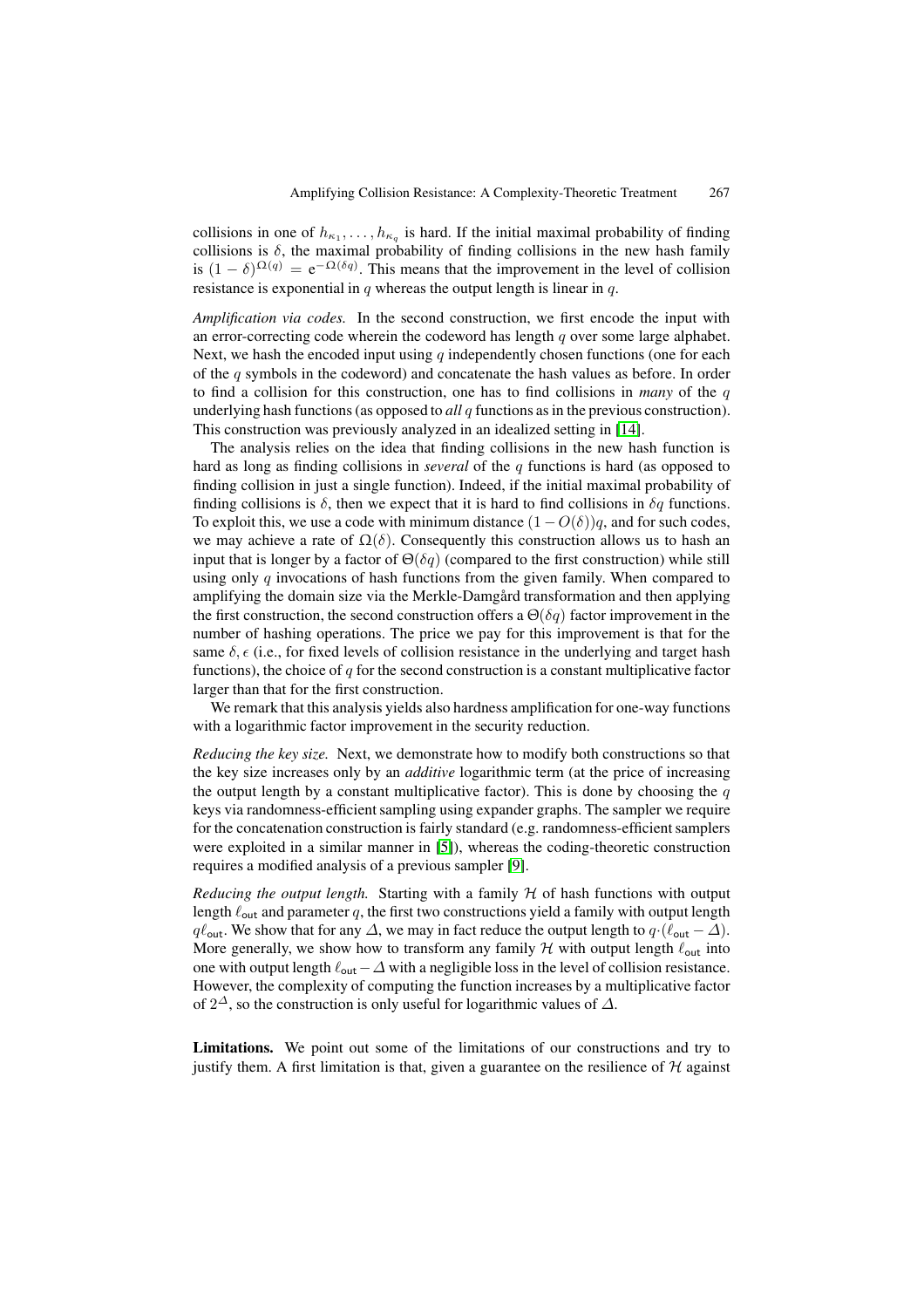collisions in one of $h_{\kappa_1}, \ldots, h_{\kappa_q}$ is hard. If the initial maximal probability of finding collisions is $\delta$, the maximal probability of finding collisions in the new hash family is $(1-\delta)^{\Omega(q)} = \mathrm{e}^{-\Omega(\delta q)}$. This means that the improvement in the level of collision resistance is exponential in $q$ whereas the output length is linear in $q$.

*Amplification via codes.* In the second construction, we first encode the input with an error-correcting code wherein the codeword has length $q$ over some large alphabet. Next, we hash the encoded input using $q$ independently chosen functions (one for each of the $q$ symbols in the codeword) and concatenate the hash values as before. In order to find a collision for this construction, one has to find collisions in *many* of the $q$ underlying hash functions (as opposed to *all* $q$ functions as in the previous construction). This construction was previously analyzed in an idealized setting in [14].

The analysis relies on the idea that finding collisions in the new hash function is hard as long as finding collisions in *several* of the $q$ functions is hard (as opposed to finding collision in just a single function). Indeed, if the initial maximal probability of finding collisions is $\delta$, then we expect that it is hard to find collisions in $\delta q$ functions. To exploit this, we use a code with minimum distance $(1 - O(\delta))q$, and for such codes, we may achieve a rate of $\Omega(\delta)$. Consequently this construction allows us to hash an input that is longer by a factor of $\Theta(\delta q)$ (compared to the first construction) while still using only $q$ invocations of hash functions from the given family. When compared to amplifying the domain size via the Merkle-Damgård transformation and then applying the first construction, the second construction offers a $\Theta(\delta q)$ factor improvement in the number of hashing operations. The price we pay for this improvement is that for the same $\delta, \epsilon$ (i.e., for fixed levels of collision resistance in the underlying and target hash functions), the choice of $q$ for the second construction is a constant multiplicative factor larger than that for the first construction.

We remark that this analysis yields also hardness amplification for one-way functions with a logarithmic factor improvement in the security reduction.

*Reducing the key size.* Next, we demonstrate how to modify both constructions so that the key size increases only by an *additive* logarithmic term (at the price of increasing the output length by a constant multiplicative factor). This is done by choosing the $q$ keys via randomness-efficient sampling using expander graphs. The sampler we require for the concatenation construction is fairly standard (e.g. randomness-efficient samplers were exploited in a similar manner in [5]), whereas the coding-theoretic construction requires a modified analysis of a previous sampler [9].

*Reducing the output length.* Starting with a family $\mathcal{H}$ of hash functions with output length $\ell_{\mathsf{out}}$ and parameter $q$, the first two constructions yield a family with output length $q\ell_{\mathsf{out}}$. We show that for any $\Delta$, we may in fact reduce the output length to $q\cdot(\ell_{\mathsf{out}} - \Delta)$. More generally, we show how to transform any family $\mathcal{H}$ with output length $\ell_{\mathsf{out}}$ into one with output length $\ell_{\mathsf{out}} - \Delta$ with a negligible loss in the level of collision resistance. However, the complexity of computing the function increases by a multiplicative factor of $2^{\Delta}$, so the construction is only useful for logarithmic values of $\Delta$.

**Limitations.** We point out some of the limitations of our constructions and try to justify them. A first limitation is that, given a guarantee on the resilience of $\mathcal{H}$ against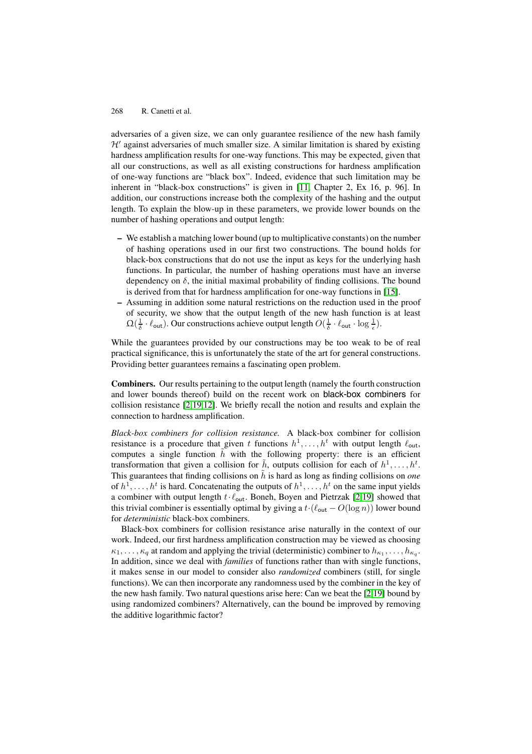adversaries of a given size, we can only guarantee resilience of the new hash family $\mathcal{H}'$ against adversaries of much smaller size. A similar limitation is shared by existing hardness amplification results for one-way functions. This may be expected, given that all our constructions, as well as all existing constructions for hardness amplification of one-way functions are "black box". Indeed, evidence that such limitation may be inherent in "black-box constructions" is given in [11, Chapter 2, Ex 16, p. 96]. In addition, our constructions increase both the complexity of the hashing and the output length. To explain the blow-up in these parameters, we provide lower bounds on the number of hashing operations and output length:

– We establish a matching lower bound (up to multiplicative constants) on the number of hashing operations used in our first two constructions. The bound holds for black-box constructions that do not use the input as keys for the underlying hash functions. In particular, the number of hashing operations must have an inverse dependency on $\delta$, the initial maximal probability of finding collisions. The bound is derived from that for hardness amplification for one-way functions in [15].

– Assuming in addition some natural restrictions on the reduction used in the proof of security, we show that the output length of the new hash function is at least $\Omega(\frac{1}{\delta} \cdot \ell_{\mathsf{out}})$. Our constructions achieve output length $O(\frac{1}{\delta} \cdot \ell_{\mathsf{out}} \cdot \log \frac{1}{\epsilon})$.

While the guarantees provided by our constructions may be too weak to be of real practical significance, this is unfortunately the state of the art for general constructions. Providing better guarantees remains a fascinating open problem.

**Combiners.** Our results pertaining to the output length (namely the fourth construction and lower bounds thereof) build on the recent work on black-box combiners for collision resistance [2,19,12]. We briefly recall the notion and results and explain the connection to hardness amplification.

*Black-box combiners for collision resistance.* A black-box combiner for collision resistance is a procedure that given $t$ functions $h^1, \ldots, h^t$ with output length $\ell_{\mathsf{out}}$, computes a single function $\tilde{h}$ with the following property: there is an efficient transformation that given a collision for $\tilde{h}$, outputs collision for each of $h^1, \ldots, h^t$. This guarantees that finding collisions on $\tilde{h}$ is hard as long as finding collisions on *one* of $h^1, \ldots, h^t$ is hard. Concatenating the outputs of $h^1, \ldots, h^t$ on the same input yields a combiner with output length $t \cdot \ell_{\mathsf{out}}$. Boneh, Boyen and Pietrzak [2,19] showed that this trivial combiner is essentially optimal by giving a $t \cdot (\ell_{\mathsf{out}} - O(\log n))$ lower bound for *deterministic* black-box combiners.

Black-box combiners for collision resistance arise naturally in the context of our work. Indeed, our first hardness amplification construction may be viewed as choosing $\kappa_1, \ldots, \kappa_q$ at random and applying the trivial (deterministic) combiner to $h_{\kappa_1}, \ldots, h_{\kappa_q}$. In addition, since we deal with *families* of functions rather than with single functions, it makes sense in our model to consider also *randomized* combiners (still, for single functions). We can then incorporate any randomness used by the combiner in the key of the new hash family. Two natural questions arise here: Can we beat the [2,19] bound by using randomized combiners? Alternatively, can the bound be improved by removing the additive logarithmic factor?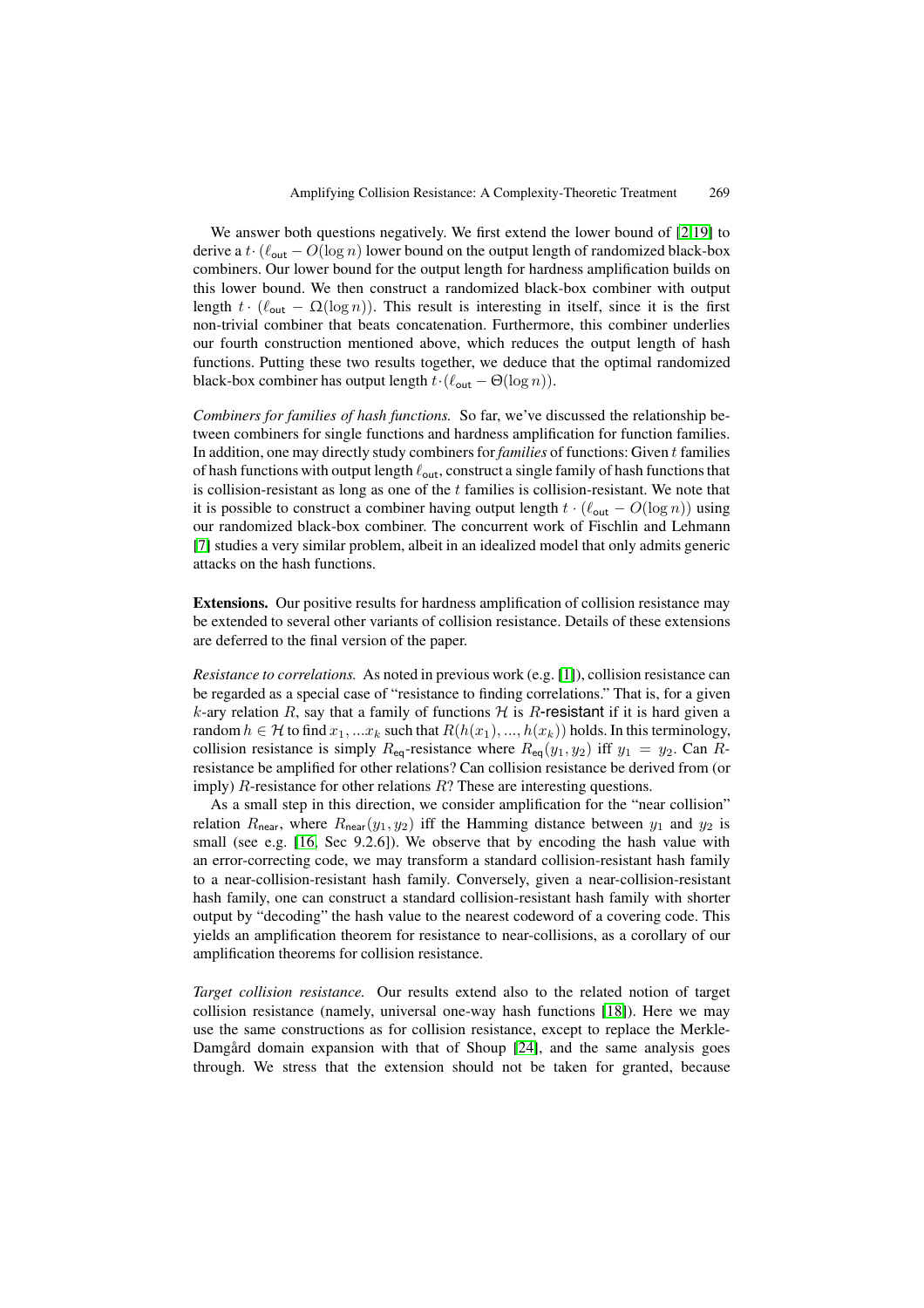We answer both questions negatively. We first extend the lower bound of [2,19] to derive a $t \cdot (\ell_{\mathsf{out}} - O(\log n)$ lower bound on the output length of randomized black-box combiners. Our lower bound for the output length for hardness amplification builds on this lower bound. We then construct a randomized black-box combiner with output length $t \cdot (\ell_{\mathsf{out}} - \Omega(\log n))$. This result is interesting in itself, since it is the first non-trivial combiner that beats concatenation. Furthermore, this combiner underlies our fourth construction mentioned above, which reduces the output length of hash functions. Putting these two results together, we deduce that the optimal randomized black-box combiner has output length $t \cdot (\ell_{\mathsf{out}} - \Theta(\log n))$.

*Combiners for families of hash functions.* So far, we've discussed the relationship between combiners for single functions and hardness amplification for function families. In addition, one may directly study combiners for *families* of functions: Given $t$ families of hash functions with output length $\ell_{\mathsf{out}}$, construct a single family of hash functions that is collision-resistant as long as one of the $t$ families is collision-resistant. We note that it is possible to construct a combiner having output length $t \cdot (\ell_{\mathsf{out}} - O(\log n))$ using our randomized black-box combiner. The concurrent work of Fischlin and Lehmann [7] studies a very similar problem, albeit in an idealized model that only admits generic attacks on the hash functions.

**Extensions.** Our positive results for hardness amplification of collision resistance may be extended to several other variants of collision resistance. Details of these extensions are deferred to the final version of the paper.

*Resistance to correlations.* As noted in previous work (e.g. [1]), collision resistance can be regarded as a special case of "resistance to finding correlations." That is, for a given $k$-ary relation $R$, say that a family of functions $\mathcal{H}$ is $R$-resistant if it is hard given a random $h \in \mathcal{H}$ to find $x_1, ...x_k$ such that $R(h(x_1), ..., h(x_k))$ holds. In this terminology, collision resistance is simply $R_{\mathsf{eq}}$-resistance where $R_{\mathsf{eq}}(y_1, y_2)$ iff $y_1 = y_2$. Can $R$-resistance be amplified for other relations? Can collision resistance be derived from (or imply) $R$-resistance for other relations $R$? These are interesting questions.

As a small step in this direction, we consider amplification for the "near collision" relation $R_{\mathsf{near}}$, where $R_{\mathsf{near}}(y_1, y_2)$ iff the Hamming distance between $y_1$ and $y_2$ is small (see e.g. [16, Sec 9.2.6]). We observe that by encoding the hash value with an error-correcting code, we may transform a standard collision-resistant hash family to a near-collision-resistant hash family. Conversely, given a near-collision-resistant hash family, one can construct a standard collision-resistant hash family with shorter output by "decoding" the hash value to the nearest codeword of a covering code. This yields an amplification theorem for resistance to near-collisions, as a corollary of our amplification theorems for collision resistance.

*Target collision resistance.* Our results extend also to the related notion of target collision resistance (namely, universal one-way hash functions [18]). Here we may use the same constructions as for collision resistance, except to replace the Merkle-Damgård domain expansion with that of Shoup [24], and the same analysis goes through. We stress that the extension should not be taken for granted, because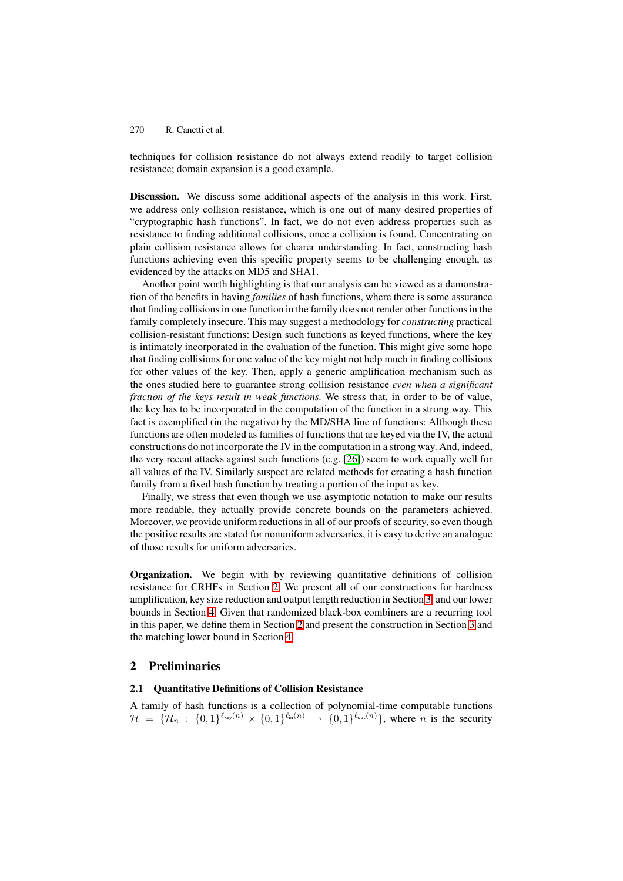techniques for collision resistance do not always extend readily to target collision resistance; domain expansion is a good example.

**Discussion.** We discuss some additional aspects of the analysis in this work. First, we address only collision resistance, which is one out of many desired properties of "cryptographic hash functions". In fact, we do not even address properties such as resistance to finding additional collisions, once a collision is found. Concentrating on plain collision resistance allows for clearer understanding. In fact, constructing hash functions achieving even this specific property seems to be challenging enough, as evidenced by the attacks on MD5 and SHA1.

Another point worth highlighting is that our analysis can be viewed as a demonstration of the benefits in having *families* of hash functions, where there is some assurance that finding collisions in one function in the family does not render other functions in the family completely insecure. This may suggest a methodology for *constructing* practical collision-resistant functions: Design such functions as keyed functions, where the key is intimately incorporated in the evaluation of the function. This might give some hope that finding collisions for one value of the key might not help much in finding collisions for other values of the key. Then, apply a generic amplification mechanism such as the ones studied here to guarantee strong collision resistance *even when a significant fraction of the keys result in weak functions.* We stress that, in order to be of value, the key has to be incorporated in the computation of the function in a strong way. This fact is exemplified (in the negative) by the MD/SHA line of functions: Although these functions are often modeled as families of functions that are keyed via the IV, the actual constructions do not incorporate the IV in the computation in a strong way. And, indeed, the very recent attacks against such functions (e.g. [26]) seem to work equally well for all values of the IV. Similarly suspect are related methods for creating a hash function family from a fixed hash function by treating a portion of the input as key.

Finally, we stress that even though we use asymptotic notation to make our results more readable, they actually provide concrete bounds on the parameters achieved. Moreover, we provide uniform reductions in all of our proofs of security, so even though the positive results are stated for nonuniform adversaries, it is easy to derive an analogue of those results for uniform adversaries.

**Organization.** We begin with by reviewing quantitative definitions of collision resistance for CRHFs in Section 2. We present all of our constructions for hardness amplification, key size reduction and output length reduction in Section 3, and our lower bounds in Section 4. Given that randomized black-box combiners are a recurring tool in this paper, we define them in Section 2 and present the construction in Section 3 and the matching lower bound in Section 4.

## 2 Preliminaries

### 2.1 Quantitative Definitions of Collision Resistance

A family of hash functions is a collection of polynomial-time computable functions $\mathcal{H} = \{\mathcal{H}_n : \{0,1\}^{\ell_{\mathsf{key}}(n)} \times \{0,1\}^{\ell_{\mathsf{in}}(n)} \rightarrow \{0,1\}^{\ell_{\mathsf{out}}(n)}\}$, where $n$ is the security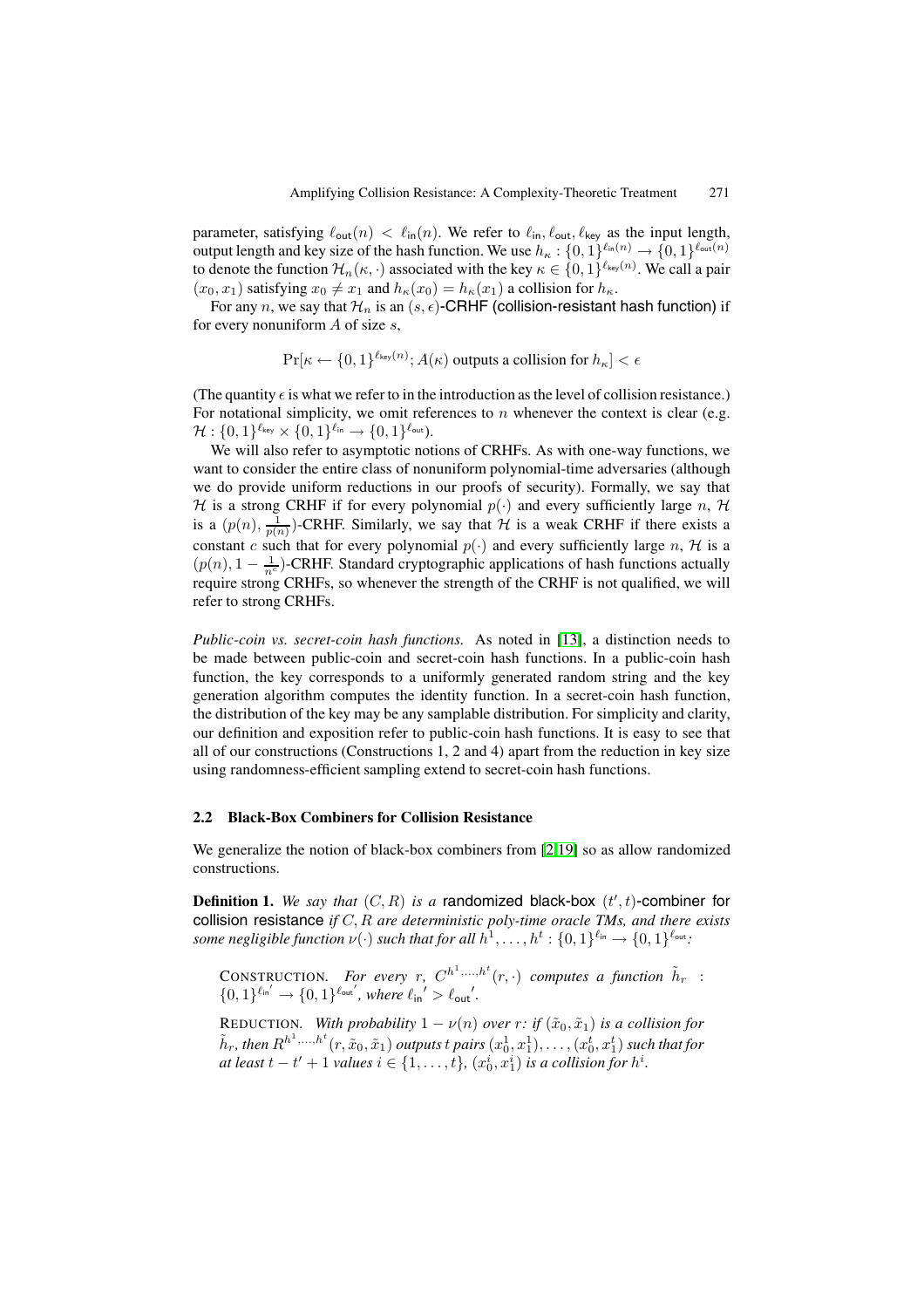parameter, satisfying $\ell_{\mathsf{out}}(n) < \ell_{\mathsf{in}}(n)$. We refer to $\ell_{\mathsf{in}}, \ell_{\mathsf{out}}, \ell_{\mathsf{key}}$ as the input length, output length and key size of the hash function. We use $h_\kappa : \{0,1\}^{\ell_{\mathsf{in}}(n)} \to \{0,1\}^{\ell_{\mathsf{out}}(n)}$ to denote the function $\mathcal{H}_n(\kappa, \cdot)$ associated with the key $\kappa \in \{0,1\}^{\ell_{\mathsf{key}}(n)}$. We call a pair $(x_0, x_1)$ satisfying $x_0 \neq x_1$ and $h_\kappa(x_0) = h_\kappa(x_1)$ a collision for $h_\kappa$.

For any $n$, we say that $\mathcal{H}_n$ is an $(s, \epsilon)$-CRHF (collision-resistant hash function) if for every nonuniform $A$ of size $s$,

$$\Pr[\kappa \leftarrow \{0,1\}^{\ell_{\mathsf{key}}(n)}; A(\kappa) \text{ outputs a collision for } h_\kappa] < \epsilon$$

(The quantity $\epsilon$ is what we refer to in the introduction as the level of collision resistance.) For notational simplicity, we omit references to $n$ whenever the context is clear (e.g. $\mathcal{H} : \{0,1\}^{\ell_{\mathsf{key}}} \times \{0,1\}^{\ell_{\mathsf{in}}} \to \{0,1\}^{\ell_{\mathsf{out}}}$).

We will also refer to asymptotic notions of CRHFs. As with one-way functions, we want to consider the entire class of nonuniform polynomial-time adversaries (although we do provide uniform reductions in our proofs of security). Formally, we say that $\mathcal{H}$ is a strong CRHF if for every polynomial $p(\cdot)$ and every sufficiently large $n$, $\mathcal{H}$ is a $(p(n), \frac{1}{p(n)})$-CRHF. Similarly, we say that $\mathcal{H}$ is a weak CRHF if there exists a constant $c$ such that for every polynomial $p(\cdot)$ and every sufficiently large $n$, $\mathcal{H}$ is a $(p(n), 1 - \frac{1}{n^c})$-CRHF. Standard cryptographic applications of hash functions actually require strong CRHFs, so whenever the strength of the CRHF is not qualified, we will refer to strong CRHFs.

*Public-coin vs. secret-coin hash functions.* As noted in [13], a distinction needs to be made between public-coin and secret-coin hash functions. In a public-coin hash function, the key corresponds to a uniformly generated random string and the key generation algorithm computes the identity function. In a secret-coin hash function, the distribution of the key may be any samplable distribution. For simplicity and clarity, our definition and exposition refer to public-coin hash functions. It is easy to see that all of our constructions (Constructions 1, 2 and 4) apart from the reduction in key size using randomness-efficient sampling extend to secret-coin hash functions.

### 2.2 Black-Box Combiners for Collision Resistance

We generalize the notion of black-box combiners from [2,19] so as allow randomized constructions.

**Definition 1.** *We say that $(C, R)$ is a* randomized black-box $(t', t)$-combiner for collision resistance *if $C, R$ are deterministic poly-time oracle TMs, and there exists some negligible function $\nu(\cdot)$ such that for all $h^1, \ldots, h^t : \{0,1\}^{\ell_{\mathsf{in}}} \to \{0,1\}^{\ell_{\mathsf{out}}}$:*

CONSTRUCTION. *For every $r$, $C^{h^1,\ldots,h^t}(r, \cdot)$ computes a function $\tilde{h}_r : \{0,1\}^{\ell_{\mathsf{in}}'} \to \{0,1\}^{\ell_{\mathsf{out}}'}$, where $\ell_{\mathsf{in}}' > \ell_{\mathsf{out}}'$.*

REDUCTION. *With probability $1 - \nu(n)$ over $r$: if $(\tilde{x}_0, \tilde{x}_1)$ is a collision for $\tilde{h}_r$, then $R^{h^1,\ldots,h^t}(r, \tilde{x}_0, \tilde{x}_1)$ outputs $t$ pairs $(x_0^1, x_1^1), \ldots, (x_0^t, x_1^t)$ such that for at least $t - t' + 1$ values $i \in \{1, \ldots, t\}$, $(x_0^i, x_1^i)$ is a collision for $h^i$.*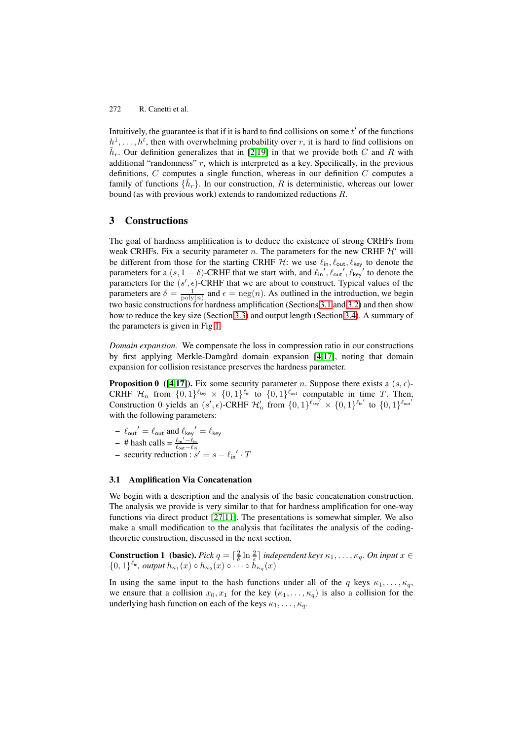Intuitively, the guarantee is that if it is hard to find collisions on some $t'$ of the functions $h^1, \ldots, h^t$, then with overwhelming probability over $r$, it is hard to find collisions on $\tilde{h}_r$. Our definition generalizes that in [2,19] in that we provide both $C$ and $R$ with additional "randomness" $r$, which is interpreted as a key. Specifically, in the previous definitions, $C$ computes a single function, whereas in our definition $C$ computes a family of functions $\{\tilde{h}_r\}$. In our construction, $R$ is deterministic, whereas our lower bound (as with previous work) extends to randomized reductions $R$.

## 3 Constructions

The goal of hardness amplification is to deduce the existence of strong CRHFs from weak CRHFs. Fix a security parameter $n$. The parameters for the new CRHF $\mathcal{H}'$ will be different from those for the starting CRHF $\mathcal{H}$: we use $\ell_{\mathsf{in}}, \ell_{\mathsf{out}}, \ell_{\mathsf{key}}$ to denote the parameters for a $(s, 1-\delta)$-CRHF that we start with, and ${\ell_{\mathsf{in}}}', {\ell_{\mathsf{out}}}', {\ell_{\mathsf{key}}}'$ to denote the parameters for the $(s', \epsilon)$-CRHF that we are about to construct. Typical values of the parameters are $\delta = \frac{1}{\mathrm{poly}(n)}$ and $\epsilon = \mathrm{neg}(n)$. As outlined in the introduction, we begin two basic constructions for hardness amplification (Sections 3.1 and 3.2) and then show how to reduce the key size (Section 3.3) and output length (Section 3.4). A summary of the parameters is given in Fig 1.

*Domain expansion.* We compensate the loss in compression ratio in our constructions by first applying Merkle-Damgård domain expansion [4,17], noting that domain expansion for collision resistance preserves the hardness parameter.

**Proposition 0 ([4,17]).** Fix some security parameter $n$. Suppose there exists a $(s, \epsilon)$-CRHF $\mathcal{H}_n$ from $\{0,1\}^{\ell_{\mathsf{key}}} \times \{0,1\}^{\ell_{\mathsf{in}}}$ to $\{0,1\}^{\ell_{\mathsf{out}}}$ computable in time $T$. Then, Construction 0 yields an $(s', \epsilon)$-CRHF $\mathcal{H}'_n$ from $\{0,1\}^{{\ell_{\mathsf{key}}}'} \times \{0,1\}^{{\ell_{\mathsf{in}}}'}$ to $\{0,1\}^{{\ell_{\mathsf{out}}}'}$ with the following parameters:

- ${\ell_{\mathsf{out}}}' = \ell_{\mathsf{out}}$ and ${\ell_{\mathsf{key}}}' = \ell_{\mathsf{key}}$
- # hash calls = $\frac{{\ell_{\mathsf{in}}}' - \ell_{\mathsf{in}}}{\ell_{\mathsf{out}} - \ell_{\mathsf{in}}}$
- security reduction : $s' = s - {\ell_{\mathsf{in}}}' \cdot T$

### 3.1 Amplification Via Concatenation

We begin with a description and the analysis of the basic concatenation construction. The analysis we provide is very similar to that for hardness amplification for one-way functions via direct product [27,11]. The presentations is somewhat simpler. We also make a small modification to the analysis that facilitates the analysis of the coding-theoretic construction, discussed in the next section.

**Construction 1 (basic).** *Pick $q = \lceil \frac{2}{\delta} \ln \frac{2}{\epsilon} \rceil$ independent keys $\kappa_1, \ldots, \kappa_q$. On input $x \in \{0,1\}^{\ell_{\mathsf{in}}}$, output $h_{\kappa_1}(x) \circ h_{\kappa_2}(x) \circ \cdots \circ h_{\kappa_q}(x)$*

In using the same input to the hash functions under all of the $q$ keys $\kappa_1, \ldots, \kappa_q$, we ensure that a collision $x_0, x_1$ for the key $(\kappa_1, \ldots, \kappa_q)$ is also a collision for the underlying hash function on each of the keys $\kappa_1, \ldots, \kappa_q$.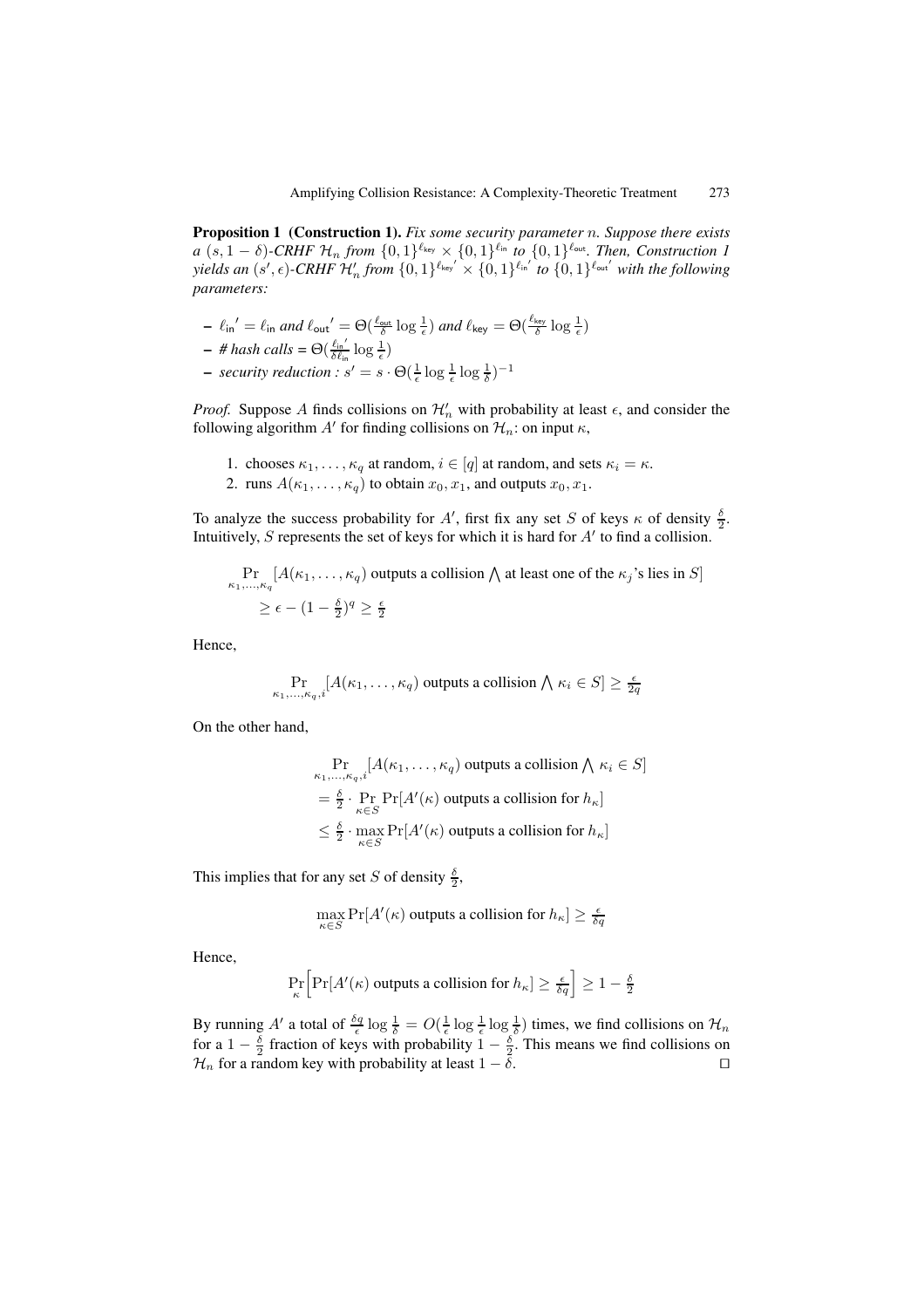**Proposition 1 (Construction 1).** *Fix some security parameter $n$. Suppose there exists a $(s, 1-\delta)$-CRHF $\mathcal{H}_n$ from $\{0,1\}^{\ell_{\mathsf{key}}} \times \{0,1\}^{\ell_{\mathsf{in}}}$ to $\{0,1\}^{\ell_{\mathsf{out}}}$. Then, Construction 1 yields an $(s', \epsilon)$-CRHF $\mathcal{H}'_n$ from $\{0,1\}^{\ell_{\mathsf{key}}'} \times \{0,1\}^{\ell_{\mathsf{in}}'}$ to $\{0,1\}^{\ell_{\mathsf{out}}'}$ with the following parameters:*

- $\ell_{\mathsf{in}}' = \ell_{\mathsf{in}}$ *and* $\ell_{\mathsf{out}}' = \Theta(\frac{\ell_{\mathsf{out}}}{\delta} \log \frac{1}{\epsilon})$ *and* $\ell_{\mathsf{key}} = \Theta(\frac{\ell_{\mathsf{key}}}{\delta} \log \frac{1}{\epsilon})$
- *# hash calls* = $\Theta(\frac{\ell_{\mathsf{in}}'}{\delta \ell_{\mathsf{in}}} \log \frac{1}{\epsilon})$
- *security reduction :* $s' = s \cdot \Theta(\frac{1}{\epsilon} \log \frac{1}{\epsilon} \log \frac{1}{\delta})^{-1}$

*Proof.* Suppose $A$ finds collisions on $\mathcal{H}'_n$ with probability at least $\epsilon$, and consider the following algorithm $A'$ for finding collisions on $\mathcal{H}_n$: on input $\kappa$,

1. chooses $\kappa_1, \ldots, \kappa_q$ at random, $i \in [q]$ at random, and sets $\kappa_i = \kappa$.
2. runs $A(\kappa_1, \ldots, \kappa_q)$ to obtain $x_0, x_1$, and outputs $x_0, x_1$.

To analyze the success probability for $A'$, first fix any set $S$ of keys $\kappa$ of density $\frac{\delta}{2}$. Intuitively, $S$ represents the set of keys for which it is hard for $A'$ to find a collision.

$$\Pr_{\kappa_1,\ldots,\kappa_q}[A(\kappa_1,\ldots,\kappa_q) \text{ outputs a collision} \bigwedge \text{at least one of the } \kappa_j\text{'s lies in } S] \geq \epsilon - (1-\tfrac{\delta}{2})^q \geq \tfrac{\epsilon}{2}$$

Hence,

$$\Pr_{\kappa_1,\ldots,\kappa_q,i}[A(\kappa_1,\ldots,\kappa_q) \text{ outputs a collision} \bigwedge \kappa_i \in S] \geq \tfrac{\epsilon}{2q}$$

On the other hand,

$$\begin{aligned}
&\Pr_{\kappa_1,\ldots,\kappa_q,i}[A(\kappa_1,\ldots,\kappa_q) \text{ outputs a collision} \bigwedge \kappa_i \in S] \\
&= \tfrac{\delta}{2} \cdot \Pr_{\kappa \in S} \Pr[A'(\kappa) \text{ outputs a collision for } h_\kappa] \\
&\leq \tfrac{\delta}{2} \cdot \max_{\kappa \in S} \Pr[A'(\kappa) \text{ outputs a collision for } h_\kappa]
\end{aligned}$$

This implies that for any set $S$ of density $\frac{\delta}{2}$,

$$\max_{\kappa \in S} \Pr[A'(\kappa) \text{ outputs a collision for } h_\kappa] \geq \tfrac{\epsilon}{\delta q}$$

Hence,

$$\Pr_{\kappa}\Big[\Pr[A'(\kappa) \text{ outputs a collision for } h_\kappa] \geq \tfrac{\epsilon}{\delta q}\Big] \geq 1 - \tfrac{\delta}{2}$$

By running $A'$ a total of $\frac{\delta q}{\epsilon} \log \frac{1}{\delta} = O(\frac{1}{\epsilon} \log \frac{1}{\epsilon} \log \frac{1}{\delta})$ times, we find collisions on $\mathcal{H}_n$ for a $1 - \frac{\delta}{2}$ fraction of keys with probability $1 - \frac{\delta}{2}$. This means we find collisions on $\mathcal{H}_n$ for a random key with probability at least $1 - \delta$. ◻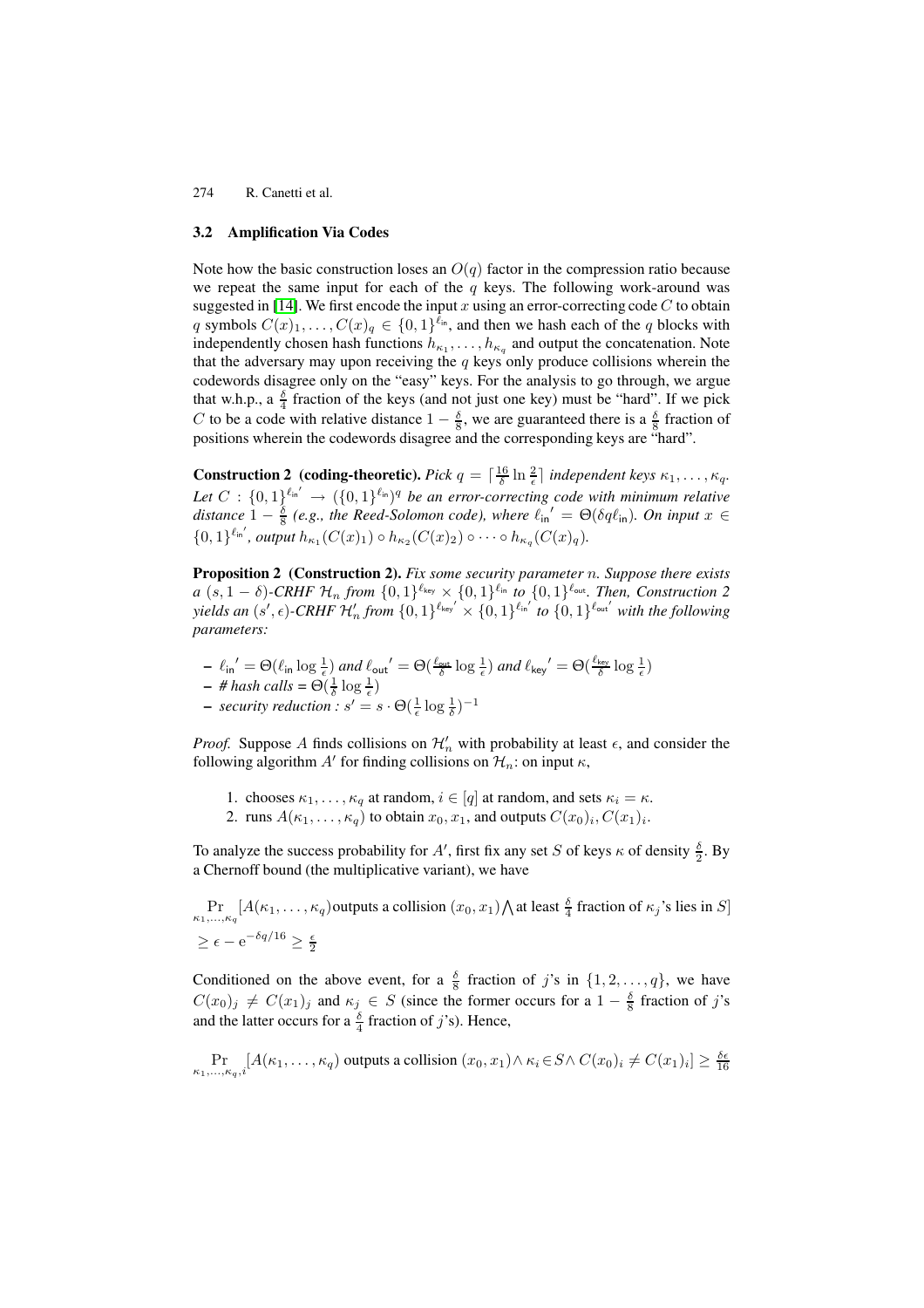### 3.2 Amplification Via Codes

Note how the basic construction loses an $O(q)$ factor in the compression ratio because we repeat the same input for each of the $q$ keys. The following work-around was suggested in [14]. We first encode the input $x$ using an error-correcting code $C$ to obtain $q$ symbols $C(x)_1, \ldots, C(x)_q \in \{0,1\}^{\ell_{\mathsf{in}}}$, and then we hash each of the $q$ blocks with independently chosen hash functions $h_{\kappa_1}, \ldots, h_{\kappa_q}$ and output the concatenation. Note that the adversary may upon receiving the $q$ keys only produce collisions wherein the codewords disagree only on the "easy" keys. For the analysis to go through, we argue that w.h.p., a $\frac{\delta}{4}$ fraction of the keys (and not just one key) must be "hard". If we pick $C$ to be a code with relative distance $1 - \frac{\delta}{8}$, we are guaranteed there is a $\frac{\delta}{8}$ fraction of positions wherein the codewords disagree and the corresponding keys are "hard".

**Construction 2 (coding-theoretic).** *Pick $q = \lceil \frac{16}{\delta} \ln \frac{2}{\epsilon} \rceil$ independent keys $\kappa_1, \ldots, \kappa_q$. Let $C : \{0,1\}^{\ell_{\mathsf{in}}'} \to (\{0,1\}^{\ell_{\mathsf{in}}})^q$ be an error-correcting code with minimum relative distance $1 - \frac{\delta}{8}$ (e.g., the Reed-Solomon code), where ${\ell_{\mathsf{in}}}' = \Theta(\delta q \ell_{\mathsf{in}})$. On input $x \in \{0,1\}^{\ell_{\mathsf{in}}'}$, output $h_{\kappa_1}(C(x)_1) \circ h_{\kappa_2}(C(x)_2) \circ \cdots \circ h_{\kappa_q}(C(x)_q)$.*

**Proposition 2 (Construction 2).** *Fix some security parameter $n$. Suppose there exists a $(s, 1-\delta)$-CRHF $\mathcal{H}_n$ from $\{0,1\}^{\ell_{\mathsf{key}}} \times \{0,1\}^{\ell_{\mathsf{in}}}$ to $\{0,1\}^{\ell_{\mathsf{out}}}$. Then, Construction 2 yields an $(s', \epsilon)$-CRHF $\mathcal{H}'_n$ from $\{0,1\}^{\ell_{\mathsf{key}}'} \times \{0,1\}^{\ell_{\mathsf{in}}'}$ to $\{0,1\}^{\ell_{\mathsf{out}}'}$ with the following parameters:*

- ${\ell_{\mathsf{in}}}' = \Theta(\ell_{\mathsf{in}} \log \frac{1}{\epsilon})$ *and* ${\ell_{\mathsf{out}}}' = \Theta(\frac{\ell_{\mathsf{out}}}{\delta} \log \frac{1}{\epsilon})$ *and* ${\ell_{\mathsf{key}}}' = \Theta(\frac{\ell_{\mathsf{key}}}{\delta} \log \frac{1}{\epsilon})$
- *# hash calls* = $\Theta(\frac{1}{\delta} \log \frac{1}{\epsilon})$
- *security reduction :* $s' = s \cdot \Theta(\frac{1}{\epsilon} \log \frac{1}{\delta})^{-1}$

*Proof.* Suppose $A$ finds collisions on $\mathcal{H}'_n$ with probability at least $\epsilon$, and consider the following algorithm $A'$ for finding collisions on $\mathcal{H}_n$: on input $\kappa$,

1. chooses $\kappa_1, \ldots, \kappa_q$ at random, $i \in [q]$ at random, and sets $\kappa_i = \kappa$.
2. runs $A(\kappa_1, \ldots, \kappa_q)$ to obtain $x_0, x_1$, and outputs $C(x_0)_i, C(x_1)_i$.

To analyze the success probability for $A'$, first fix any set $S$ of keys $\kappa$ of density $\frac{\delta}{2}$. By a Chernoff bound (the multiplicative variant), we have

$$\Pr_{\kappa_1,\ldots,\kappa_q}[A(\kappa_1,\ldots,\kappa_q) \text{outputs a collision } (x_0,x_1) \bigwedge \text{at least } \tfrac{\delta}{4} \text{ fraction of } \kappa_j\text{'s lies in } S]$$
$$\geq \epsilon - e^{-\delta q/16} \geq \tfrac{\epsilon}{2}$$

Conditioned on the above event, for a $\frac{\delta}{8}$ fraction of $j$'s in $\{1, 2, \ldots, q\}$, we have $C(x_0)_j \neq C(x_1)_j$ and $\kappa_j \in S$ (since the former occurs for a $1 - \frac{\delta}{8}$ fraction of $j$'s and the latter occurs for a $\frac{\delta}{4}$ fraction of $j$'s). Hence,

$$\Pr_{\kappa_1,\ldots,\kappa_q,i}[A(\kappa_1,\ldots,\kappa_q) \text{ outputs a collision } (x_0,x_1) \wedge \kappa_i \in S \wedge C(x_0)_i \neq C(x_1)_i] \geq \tfrac{\delta\epsilon}{16}$$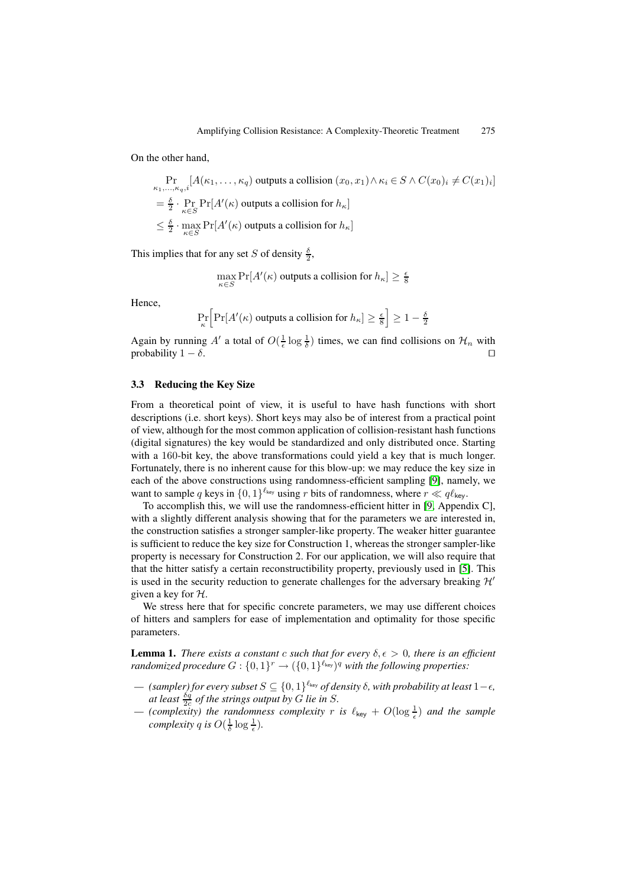On the other hand,

$$
\begin{aligned}
&\Pr_{\kappa_1,\ldots,\kappa_q,i}[A(\kappa_1,\ldots,\kappa_q) \text{ outputs a collision } (x_0,x_1) \wedge \kappa_i \in S \wedge C(x_0)_i \neq C(x_1)_i] \\
&= \tfrac{\delta}{2} \cdot \Pr_{\kappa \in S} \Pr[A'(\kappa) \text{ outputs a collision for } h_\kappa] \\
&\leq \tfrac{\delta}{2} \cdot \max_{\kappa \in S} \Pr[A'(\kappa) \text{ outputs a collision for } h_\kappa]
\end{aligned}
$$

This implies that for any set $S$ of density $\frac{\delta}{2}$,

$$\max_{\kappa \in S} \Pr[A'(\kappa) \text{ outputs a collision for } h_\kappa] \geq \tfrac{\epsilon}{8}$$

Hence,

$$\Pr_{\kappa}\Big[\Pr[A'(\kappa) \text{ outputs a collision for } h_\kappa] \geq \tfrac{\epsilon}{8}\Big] \geq 1 - \tfrac{\delta}{2}$$

Again by running $A'$ a total of $O(\frac{1}{\epsilon}\log\frac{1}{\delta})$ times, we can find collisions on $\mathcal{H}_n$ with probability $1-\delta$. ◻

### 3.3 Reducing the Key Size

From a theoretical point of view, it is useful to have hash functions with short descriptions (i.e. short keys). Short keys may also be of interest from a practical point of view, although for the most common application of collision-resistant hash functions (digital signatures) the key would be standardized and only distributed once. Starting with a 160-bit key, the above transformations could yield a key that is much longer. Fortunately, there is no inherent cause for this blow-up: we may reduce the key size in each of the above constructions using randomness-efficient sampling [9], namely, we want to sample $q$ keys in $\{0,1\}^{\ell_{\mathsf{key}}}$ using $r$ bits of randomness, where $r \ll q\ell_{\mathsf{key}}$.

To accomplish this, we will use the randomness-efficient hitter in [9, Appendix C], with a slightly different analysis showing that for the parameters we are interested in, the construction satisfies a stronger sampler-like property. The weaker hitter guarantee is sufficient to reduce the key size for Construction 1, whereas the stronger sampler-like property is necessary for Construction 2. For our application, we will also require that that the hitter satisfy a certain reconstructibility property, previously used in [5]. This is used in the security reduction to generate challenges for the adversary breaking $\mathcal{H}'$ given a key for $\mathcal{H}$.

We stress here that for specific concrete parameters, we may use different choices of hitters and samplers for ease of implementation and optimality for those specific parameters.

**Lemma 1.** *There exists a constant $c$ such that for every $\delta, \epsilon > 0$, there is an efficient randomized procedure $G : \{0,1\}^r \to (\{0,1\}^{\ell_{\mathsf{key}}})^q$ with the following properties:*

- *(sampler) for every subset $S \subseteq \{0,1\}^{\ell_{\mathsf{key}}}$ of density $\delta$, with probability at least $1-\epsilon$, at least $\frac{\delta q}{2c}$ of the strings output by $G$ lie in $S$.*
- *(complexity) the randomness complexity $r$ is $\ell_{\mathsf{key}} + O(\log\frac{1}{\epsilon})$ and the sample complexity $q$ is $O(\frac{1}{\delta}\log\frac{1}{\epsilon})$.*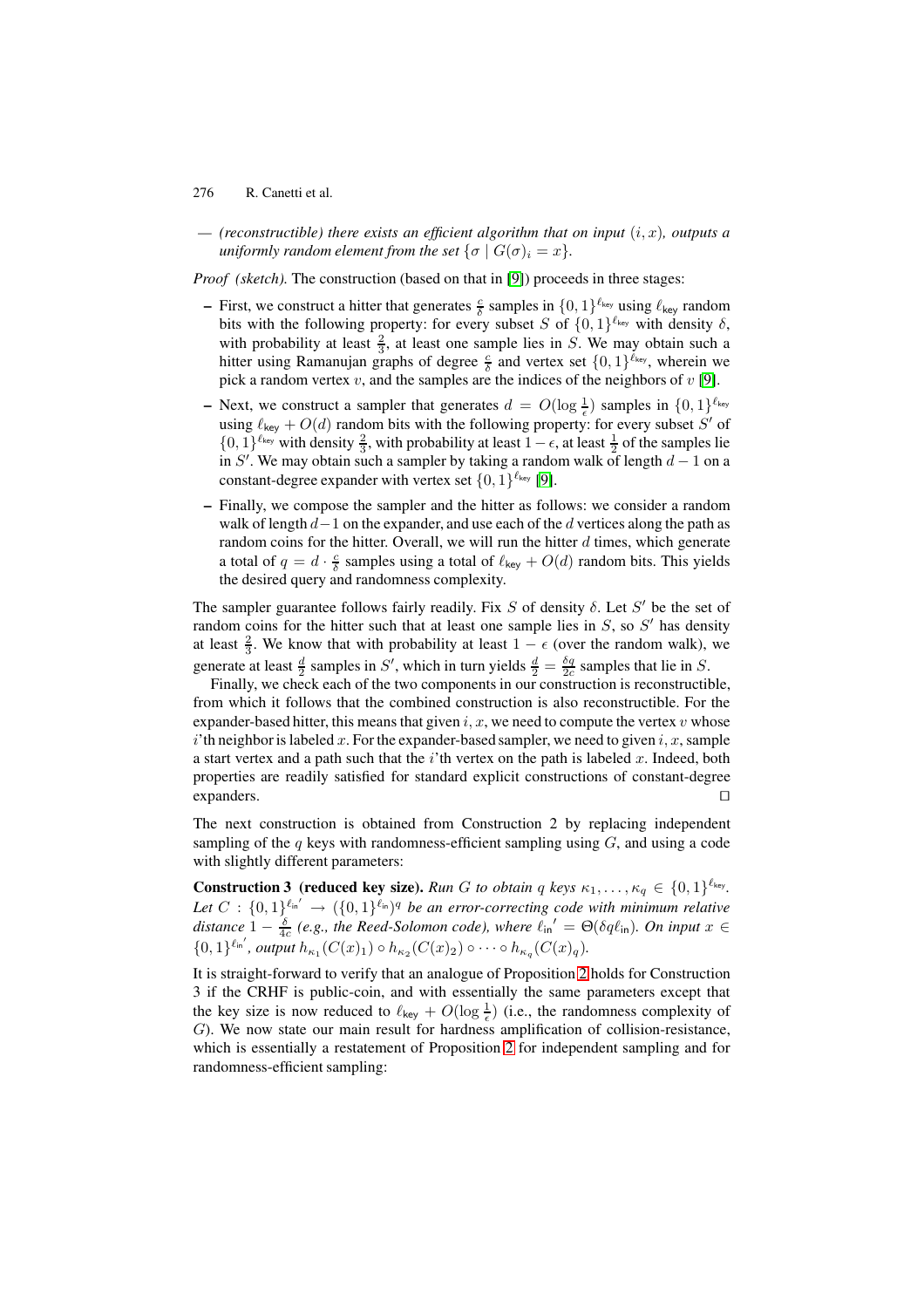— *(reconstructible) there exists an efficient algorithm that on input* $(i, x)$*, outputs a uniformly random element from the set* $\{\sigma \mid G(\sigma)_i = x\}$.

*Proof (sketch).* The construction (based on that in [9]) proceeds in three stages:

- First, we construct a hitter that generates $\frac{c}{\delta}$ samples in $\{0,1\}^{\ell_{\mathsf{key}}}$ using $\ell_{\mathsf{key}}$ random bits with the following property: for every subset $S$ of $\{0,1\}^{\ell_{\mathsf{key}}}$ with density $\delta$, with probability at least $\frac{2}{3}$, at least one sample lies in $S$. We may obtain such a hitter using Ramanujan graphs of degree $\frac{c}{\delta}$ and vertex set $\{0,1\}^{\ell_{\mathsf{key}}}$, wherein we pick a random vertex $v$, and the samples are the indices of the neighbors of $v$ [9].
- Next, we construct a sampler that generates $d = O(\log \frac{1}{\epsilon})$ samples in $\{0,1\}^{\ell_{\mathsf{key}}}$ using $\ell_{\mathsf{key}} + O(d)$ random bits with the following property: for every subset $S'$ of $\{0,1\}^{\ell_{\mathsf{key}}}$ with density $\frac{2}{3}$, with probability at least $1 - \epsilon$, at least $\frac{1}{2}$ of the samples lie in $S'$. We may obtain such a sampler by taking a random walk of length $d-1$ on a constant-degree expander with vertex set $\{0,1\}^{\ell_{\mathsf{key}}}$ [9].
- Finally, we compose the sampler and the hitter as follows: we consider a random walk of length $d-1$ on the expander, and use each of the $d$ vertices along the path as random coins for the hitter. Overall, we will run the hitter $d$ times, which generate a total of $q = d \cdot \frac{c}{\delta}$ samples using a total of $\ell_{\mathsf{key}} + O(d)$ random bits. This yields the desired query and randomness complexity.

The sampler guarantee follows fairly readily. Fix $S$ of density $\delta$. Let $S'$ be the set of random coins for the hitter such that at least one sample lies in $S$, so $S'$ has density at least $\frac{2}{3}$. We know that with probability at least $1 - \epsilon$ (over the random walk), we generate at least $\frac{d}{2}$ samples in $S'$, which in turn yields $\frac{d}{2} = \frac{\delta q}{2c}$ samples that lie in $S$.

Finally, we check each of the two components in our construction is reconstructible, from which it follows that the combined construction is also reconstructible. For the expander-based hitter, this means that given $i, x$, we need to compute the vertex $v$ whose $i$'th neighbor is labeled $x$. For the expander-based sampler, we need to given $i, x$, sample a start vertex and a path such that the $i$'th vertex on the path is labeled $x$. Indeed, both properties are readily satisfied for standard explicit constructions of constant-degree expanders. $\square$

The next construction is obtained from Construction 2 by replacing independent sampling of the $q$ keys with randomness-efficient sampling using $G$, and using a code with slightly different parameters:

**Construction 3 (reduced key size).** *Run* $G$ *to obtain* $q$ *keys* $\kappa_1, \ldots, \kappa_q \in \{0,1\}^{\ell_{\mathsf{key}}}$. *Let* $C : \{0,1\}^{\ell_{\mathsf{in}}'} \to (\{0,1\}^{\ell_{\mathsf{in}}})^q$ *be an error-correcting code with minimum relative distance* $1 - \frac{\delta}{4c}$ *(e.g., the Reed-Solomon code), where* $\ell_{\mathsf{in}}' = \Theta(\delta q \ell_{\mathsf{in}})$. *On input* $x \in \{0,1\}^{\ell_{\mathsf{in}}'}$, *output* $h_{\kappa_1}(C(x)_1) \circ h_{\kappa_2}(C(x)_2) \circ \cdots \circ h_{\kappa_q}(C(x)_q)$.

It is straight-forward to verify that an analogue of Proposition 2 holds for Construction 3 if the CRHF is public-coin, and with essentially the same parameters except that the key size is now reduced to $\ell_{\mathsf{key}} + O(\log \frac{1}{\epsilon})$ (i.e., the randomness complexity of $G$). We now state our main result for hardness amplification of collision-resistance, which is essentially a restatement of Proposition 2 for independent sampling and for randomness-efficient sampling: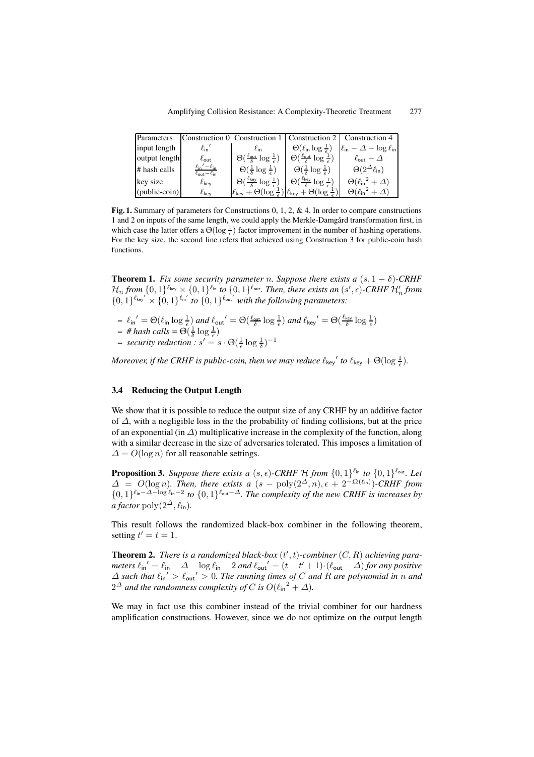| Parameters | Construction 0 | Construction 1 | Construction 2 | Construction 4 |
|---|---|---|---|---|
| input length | $\ell_{\mathsf{in}}{}'$ | $\ell_{\mathsf{in}}$ | $\Theta(\ell_{\mathsf{in}} \log \frac{1}{\epsilon})$ | $\ell_{\mathsf{in}} - \Delta - \log \ell_{\mathsf{in}}$ |
| output length | $\ell_{\mathsf{out}}$ | $\Theta(\frac{\ell_{\mathsf{out}}}{\delta} \log \frac{1}{\epsilon})$ | $\Theta(\frac{\ell_{\mathsf{out}}}{\delta} \log \frac{1}{\epsilon})$ | $\ell_{\mathsf{out}} - \Delta$ |
| # hash calls | $\frac{\ell_{\mathsf{in}}{}' - \ell_{\mathsf{in}}}{\ell_{\mathsf{out}} - \ell_{\mathsf{in}}}$ | $\Theta(\frac{1}{\delta} \log \frac{1}{\epsilon})$ | $\Theta(\frac{1}{\delta} \log \frac{1}{\epsilon})$ | $\Theta(2^{\Delta} \ell_{\mathsf{in}})$ |
| key size | $\ell_{\mathsf{key}}$ | $\Theta(\frac{\ell_{\mathsf{key}}}{\delta} \log \frac{1}{\epsilon})$ | $\Theta(\frac{\ell_{\mathsf{key}}}{\delta} \log \frac{1}{\epsilon})$ | $\Theta({\ell_{\mathsf{in}}}^2 + \Delta)$ |
| (public-coin) | $\ell_{\mathsf{key}}$ | $\ell_{\mathsf{key}} + \Theta(\log \frac{1}{\epsilon})$ | $\ell_{\mathsf{key}} + \Theta(\log \frac{1}{\epsilon})$ | $\Theta({\ell_{\mathsf{in}}}^2 + \Delta)$ |

**Fig. 1.** Summary of parameters for Constructions 0, 1, 2, & 4. In order to compare constructions 1 and 2 on inputs of the same length, we could apply the Merkle-Damgård transformation first, in which case the latter offers a $\Theta(\log \frac{1}{\epsilon})$ factor improvement in the number of hashing operations. For the key size, the second line refers that achieved using Construction 3 for public-coin hash functions.

**Theorem 1.** *Fix some security parameter $n$. Suppose there exists a $(s, 1-\delta)$-CRHF $\mathcal{H}_n$ from $\{0,1\}^{\ell_{\mathsf{key}}} \times \{0,1\}^{\ell_{\mathsf{in}}}$ to $\{0,1\}^{\ell_{\mathsf{out}}}$. Then, there exists an $(s', \epsilon)$-CRHF $\mathcal{H}'_n$ from $\{0,1\}^{\ell_{\mathsf{key}}{}'} \times \{0,1\}^{\ell_{\mathsf{in}}{}'}$ to $\{0,1\}^{\ell_{\mathsf{out}}{}'}$ with the following parameters:*

- *$\ell_{\mathsf{in}}{}' = \Theta(\ell_{\mathsf{in}} \log \frac{1}{\epsilon})$ and $\ell_{\mathsf{out}}{}' = \Theta(\frac{\ell_{\mathsf{out}}}{\delta} \log \frac{1}{\epsilon})$ and $\ell_{\mathsf{key}}{}' = \Theta(\frac{\ell_{\mathsf{key}}}{\delta} \log \frac{1}{\epsilon})$*
- *# hash calls = $\Theta(\frac{1}{\delta} \log \frac{1}{\epsilon})$*
- *security reduction : $s' = s \cdot \Theta(\frac{1}{\epsilon} \log \frac{1}{\delta})^{-1}$*

*Moreover, if the CRHF is public-coin, then we may reduce $\ell_{\mathsf{key}}{}'$ to $\ell_{\mathsf{key}} + \Theta(\log \frac{1}{\epsilon})$.*

### 3.4 Reducing the Output Length

We show that it is possible to reduce the output size of any CRHF by an additive factor of $\Delta$, with a negligible loss in the the probability of finding collisions, but at the price of an exponential (in $\Delta$) multiplicative increase in the complexity of the function, along with a similar decrease in the size of adversaries tolerated. This imposes a limitation of $\Delta = O(\log n)$ for all reasonable settings.

**Proposition 3.** *Suppose there exists a $(s, \epsilon)$-CRHF $\mathcal{H}$ from $\{0,1\}^{\ell_{\mathsf{in}}}$ to $\{0,1\}^{\ell_{\mathsf{out}}}$. Let $\Delta = O(\log n)$. Then, there exists a $(s - \mathrm{poly}(2^{\Delta}, n), \epsilon + 2^{-\Omega(\ell_{\mathsf{in}})})$-CRHF from $\{0,1\}^{\ell_{\mathsf{in}} - \Delta - \log \ell_{\mathsf{in}} - 2}$ to $\{0,1\}^{\ell_{\mathsf{out}} - \Delta}$. The complexity of the new CRHF is increases by a factor $\mathrm{poly}(2^{\Delta}, \ell_{\mathsf{in}})$.*

This result follows the randomized black-box combiner in the following theorem, setting $t' = t = 1$.

**Theorem 2.** *There is a randomized black-box $(t', t)$-combiner $(C, R)$ achieving parameters $\ell_{\mathsf{in}}{}' = \ell_{\mathsf{in}} - \Delta - \log \ell_{\mathsf{in}} - 2$ and $\ell_{\mathsf{out}}{}' = (t - t' + 1) \cdot (\ell_{\mathsf{out}} - \Delta)$ for any positive $\Delta$ such that $\ell_{\mathsf{in}}{}' > \ell_{\mathsf{out}}{}' > 0$. The running times of $C$ and $R$ are polynomial in $n$ and $2^{\Delta}$ and the randomness complexity of $C$ is $O({\ell_{\mathsf{in}}}^2 + \Delta)$.*

We may in fact use this combiner instead of the trivial combiner for our hardness amplification constructions. However, since we do not optimize on the output length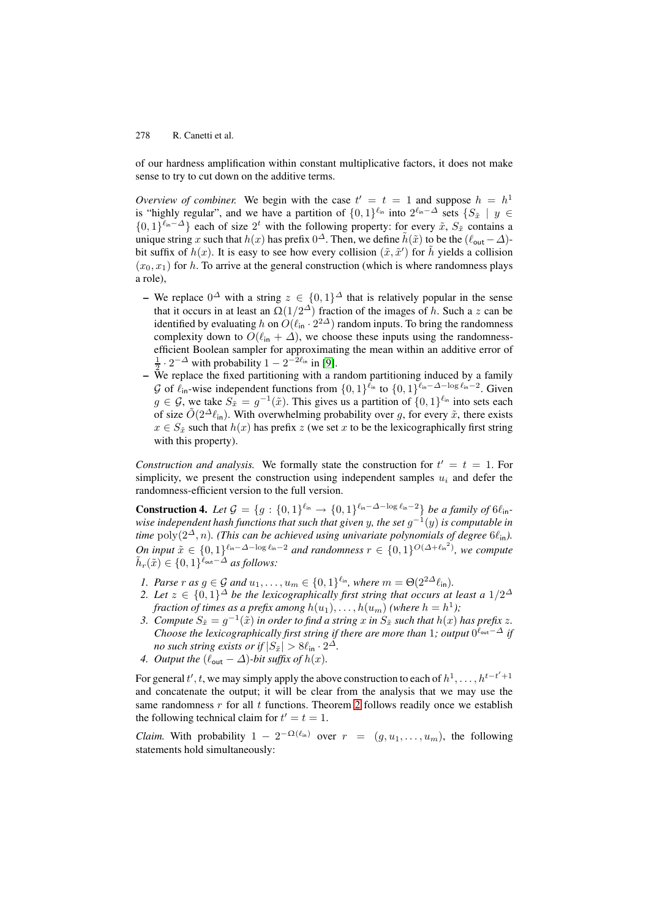of our hardness amplification within constant multiplicative factors, it does not make sense to try to cut down on the additive terms.

*Overview of combiner.* We begin with the case $t' = t = 1$ and suppose $h = h^1$ is "highly regular", and we have a partition of $\{0,1\}^{\ell_{\mathsf{in}}}$ into $2^{\ell_{\mathsf{in}} - \Delta}$ sets $\{S_{\tilde{x}} \mid y \in \{0,1\}^{\ell_{\mathsf{in}} - \Delta}\}$ each of size $2^t$ with the following property: for every $\tilde{x}$, $S_{\tilde{x}}$ contains a unique string $x$ such that $h(x)$ has prefix $0^\Delta$. Then, we define $\tilde{h}(\tilde{x})$ to be the $(\ell_{\mathsf{out}} - \Delta)$-bit suffix of $h(x)$. It is easy to see how every collision $(\tilde{x}, \tilde{x}')$ for $\tilde{h}$ yields a collision $(x_0, x_1)$ for $h$. To arrive at the general construction (which is where randomness plays a role),

- We replace $0^\Delta$ with a string $z \in \{0,1\}^\Delta$ that is relatively popular in the sense that it occurs in at least an $\Omega(1/2^\Delta)$ fraction of the images of $h$. Such a $z$ can be identified by evaluating $h$ on $O(\ell_{\mathsf{in}} \cdot 2^{2\Delta})$ random inputs. To bring the randomness complexity down to $O(\ell_{\mathsf{in}} + \Delta)$, we choose these inputs using the randomness-efficient Boolean sampler for approximating the mean within an additive error of $\frac{1}{2} \cdot 2^{-\Delta}$ with probability $1 - 2^{-2\ell_{\mathsf{in}}}$ in [9].
- We replace the fixed partitioning with a random partitioning induced by a family $\mathcal{G}$ of $\ell_{\mathsf{in}}$-wise independent functions from $\{0,1\}^{\ell_{\mathsf{in}}}$ to $\{0,1\}^{\ell_{\mathsf{in}} - \Delta - \log \ell_{\mathsf{in}} - 2}$. Given $g \in \mathcal{G}$, we take $S_{\tilde{x}} = g^{-1}(\tilde{x})$. This gives us a partition of $\{0,1\}^{\ell_{\mathsf{in}}}$ into sets each of size $\tilde{O}(2^\Delta \ell_{\mathsf{in}})$. With overwhelming probability over $g$, for every $\tilde{x}$, there exists $x \in S_{\tilde{x}}$ such that $h(x)$ has prefix $z$ (we set $x$ to be the lexicographically first string with this property).

*Construction and analysis.* We formally state the construction for $t' = t = 1$. For simplicity, we present the construction using independent samples $u_i$ and defer the randomness-efficient version to the full version.

**Construction 4.** *Let $\mathcal{G} = \{g : \{0,1\}^{\ell_{\mathsf{in}}} \to \{0,1\}^{\ell_{\mathsf{in}} - \Delta - \log \ell_{\mathsf{in}} - 2}\}$ be a family of $6\ell_{\mathsf{in}}$-wise independent hash functions that such that given $y$, the set $g^{-1}(y)$ is computable in time $\mathrm{poly}(2^\Delta, n)$. (This can be achieved using univariate polynomials of degree $6\ell_{\mathsf{in}}$). On input $\tilde{x} \in \{0,1\}^{\ell_{\mathsf{in}} - \Delta - \log \ell_{\mathsf{in}} - 2}$ and randomness $r \in \{0,1\}^{O(\Delta + {\ell_{\mathsf{in}}}^2)}$, we compute $\tilde{h}_r(\tilde{x}) \in \{0,1\}^{\ell_{\mathsf{out}} - \Delta}$ as follows:*

1. *Parse $r$ as $g \in \mathcal{G}$ and $u_1, \ldots, u_m \in \{0,1\}^{\ell_{\mathsf{in}}}$, where $m = \Theta(2^{2\Delta} \ell_{\mathsf{in}})$.*
2. *Let $z \in \{0,1\}^\Delta$ be the lexicographically first string that occurs at least a $1/2^\Delta$ fraction of times as a prefix among $h(u_1), \ldots, h(u_m)$ (where $h = h^1$);*
3. *Compute $S_{\tilde{x}} = g^{-1}(\tilde{x})$ in order to find a string $x$ in $S_{\tilde{x}}$ such that $h(x)$ has prefix $z$. Choose the lexicographically first string if there are more than $1$; output $0^{\ell_{\mathsf{out}} - \Delta}$ if no such string exists or if $|S_{\tilde{x}}| > 8\ell_{\mathsf{in}} \cdot 2^\Delta$.*
4. *Output the $(\ell_{\mathsf{out}} - \Delta)$-bit suffix of $h(x)$.*

For general $t', t$, we may simply apply the above construction to each of $h^1, \ldots, h^{t-t'+1}$ and concatenate the output; it will be clear from the analysis that we may use the same randomness $r$ for all $t$ functions. Theorem 2 follows readily once we establish the following technical claim for $t' = t = 1$.

*Claim.* With probability $1 - 2^{-\Omega(\ell_{\mathsf{in}})}$ over $r = (g, u_1, \ldots, u_m)$, the following statements hold simultaneously: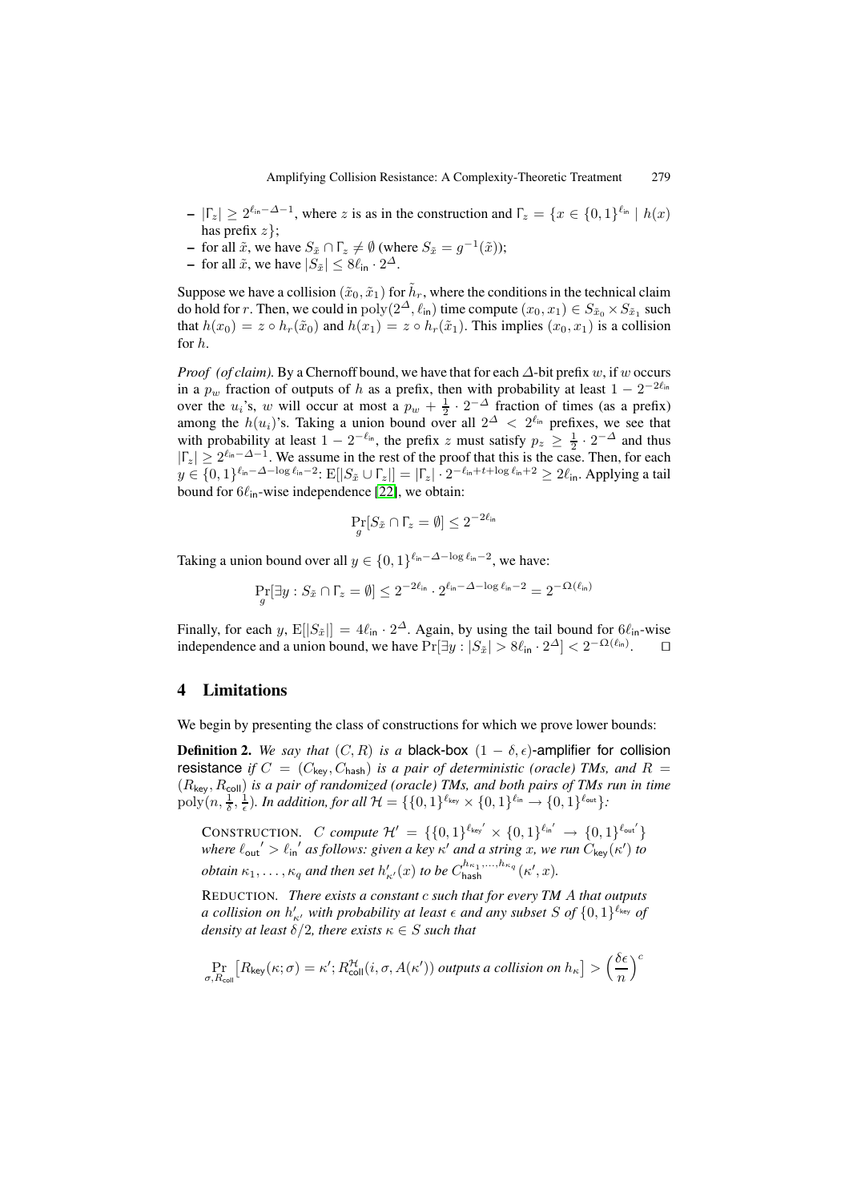- $|\Gamma_z| \geq 2^{\ell_{\mathsf{in}} - \Delta - 1}$, where $z$ is as in the construction and $\Gamma_z = \{x \in \{0,1\}^{\ell_{\mathsf{in}}} \mid h(x)$ has prefix $z\}$;
- for all $\tilde{x}$, we have $S_{\tilde{x}} \cap \Gamma_z \neq \emptyset$ (where $S_{\tilde{x}} = g^{-1}(\tilde{x})$);
- for all $\tilde{x}$, we have $|S_{\tilde{x}}| \leq 8\ell_{\mathsf{in}} \cdot 2^{\Delta}$.

Suppose we have a collision $(\tilde{x}_0, \tilde{x}_1)$ for $\tilde{h}_r$, where the conditions in the technical claim do hold for $r$. Then, we could in $\text{poly}(2^{\Delta}, \ell_{\mathsf{in}})$ time compute $(x_0, x_1) \in S_{\tilde{x}_0} \times S_{\tilde{x}_1}$ such that $h(x_0) = z \circ h_r(\tilde{x}_0)$ and $h(x_1) = z \circ h_r(\tilde{x}_1)$. This implies $(x_0, x_1)$ is a collision for $h$.

*Proof (of claim).* By a Chernoff bound, we have that for each $\Delta$-bit prefix $w$, if $w$ occurs in a $p_w$ fraction of outputs of $h$ as a prefix, then with probability at least $1 - 2^{-2\ell_{\mathsf{in}}}$ over the $u_i$'s, $w$ will occur at most a $p_w + \frac{1}{2} \cdot 2^{-\Delta}$ fraction of times (as a prefix) among the $h(u_i)$'s. Taking a union bound over all $2^{\Delta} < 2^{\ell_{\mathsf{in}}}$ prefixes, we see that with probability at least $1 - 2^{-\ell_{\mathsf{in}}}$, the prefix $z$ must satisfy $p_z \geq \frac{1}{2} \cdot 2^{-\Delta}$ and thus $|\Gamma_z| \geq 2^{\ell_{\mathsf{in}} - \Delta - 1}$. We assume in the rest of the proof that this is the case. Then, for each $y \in \{0,1\}^{\ell_{\mathsf{in}} - \Delta - \log \ell_{\mathsf{in}} - 2}$: $\mathrm{E}[|S_{\tilde{x}} \cup \Gamma_z|] = |\Gamma_z| \cdot 2^{-\ell_{\mathsf{in}} + t + \log \ell_{\mathsf{in}} + 2} \geq 2\ell_{\mathsf{in}}$. Applying a tail bound for $6\ell_{\mathsf{in}}$-wise independence [22], we obtain:

$$\Pr_g[S_{\tilde{x}} \cap \Gamma_z = \emptyset] \leq 2^{-2\ell_{\mathsf{in}}}$$

Taking a union bound over all $y \in \{0,1\}^{\ell_{\mathsf{in}} - \Delta - \log \ell_{\mathsf{in}} - 2}$, we have:

$$\Pr_g[\exists y : S_{\tilde{x}} \cap \Gamma_z = \emptyset] \leq 2^{-2\ell_{\mathsf{in}}} \cdot 2^{\ell_{\mathsf{in}} - \Delta - \log \ell_{\mathsf{in}} - 2} = 2^{-\Omega(\ell_{\mathsf{in}})}$$

Finally, for each $y$, $\mathrm{E}[|S_{\tilde{x}}|] = 4\ell_{\mathsf{in}} \cdot 2^{\Delta}$. Again, by using the tail bound for $6\ell_{\mathsf{in}}$-wise independence and a union bound, we have $\Pr[\exists y : |S_{\tilde{x}}| > 8\ell_{\mathsf{in}} \cdot 2^{\Delta}] < 2^{-\Omega(\ell_{\mathsf{in}})}$. $\square$

## 4 Limitations

We begin by presenting the class of constructions for which we prove lower bounds:

**Definition 2.** *We say that* $(C, R)$ *is a* black-box $(1 - \delta, \epsilon)$-amplifier for collision resistance *if* $C = (C_{\mathsf{key}}, C_{\mathsf{hash}})$ *is a pair of deterministic (oracle) TMs, and* $R = (R_{\mathsf{key}}, R_{\mathsf{coll}})$ *is a pair of randomized (oracle) TMs, and both pairs of TMs run in time* $\text{poly}(n, \frac{1}{\delta}, \frac{1}{\epsilon})$*. In addition, for all* $\mathcal{H} = \{\{0,1\}^{\ell_{\mathsf{key}}} \times \{0,1\}^{\ell_{\mathsf{in}}} \to \{0,1\}^{\ell_{\mathsf{out}}}\}$*:*

CONSTRUCTION. *$C$ compute $\mathcal{H}' = \{\{0,1\}^{\ell_{\mathsf{key}}'} \times \{0,1\}^{\ell_{\mathsf{in}}'} \to \{0,1\}^{\ell_{\mathsf{out}}'}\}$ where $\ell_{\mathsf{out}}' > \ell_{\mathsf{in}}'$ as follows: given a key $\kappa'$ and a string $x$, we run $C_{\mathsf{key}}(\kappa')$ to obtain $\kappa_1, \ldots, \kappa_q$ and then set $h'_{\kappa'}(x)$ to be $C_{\mathsf{hash}}^{h_{\kappa_1}, \ldots, h_{\kappa_q}}(\kappa', x)$.*

REDUCTION. *There exists a constant $c$ such that for every TM $A$ that outputs a collision on $h'_{\kappa'}$ with probability at least $\epsilon$ and any subset $S$ of $\{0,1\}^{\ell_{\mathsf{key}}}$ of density at least $\delta/2$, there exists $\kappa \in S$ such that*

$$\Pr_{\sigma, R_{\mathsf{coll}}}\left[R_{\mathsf{key}}(\kappa; \sigma) = \kappa'; R_{\mathsf{coll}}^{\mathcal{H}}(i, \sigma, A(\kappa')) \text{ outputs a collision on } h_\kappa\right] > \left(\frac{\delta\epsilon}{n}\right)^c$$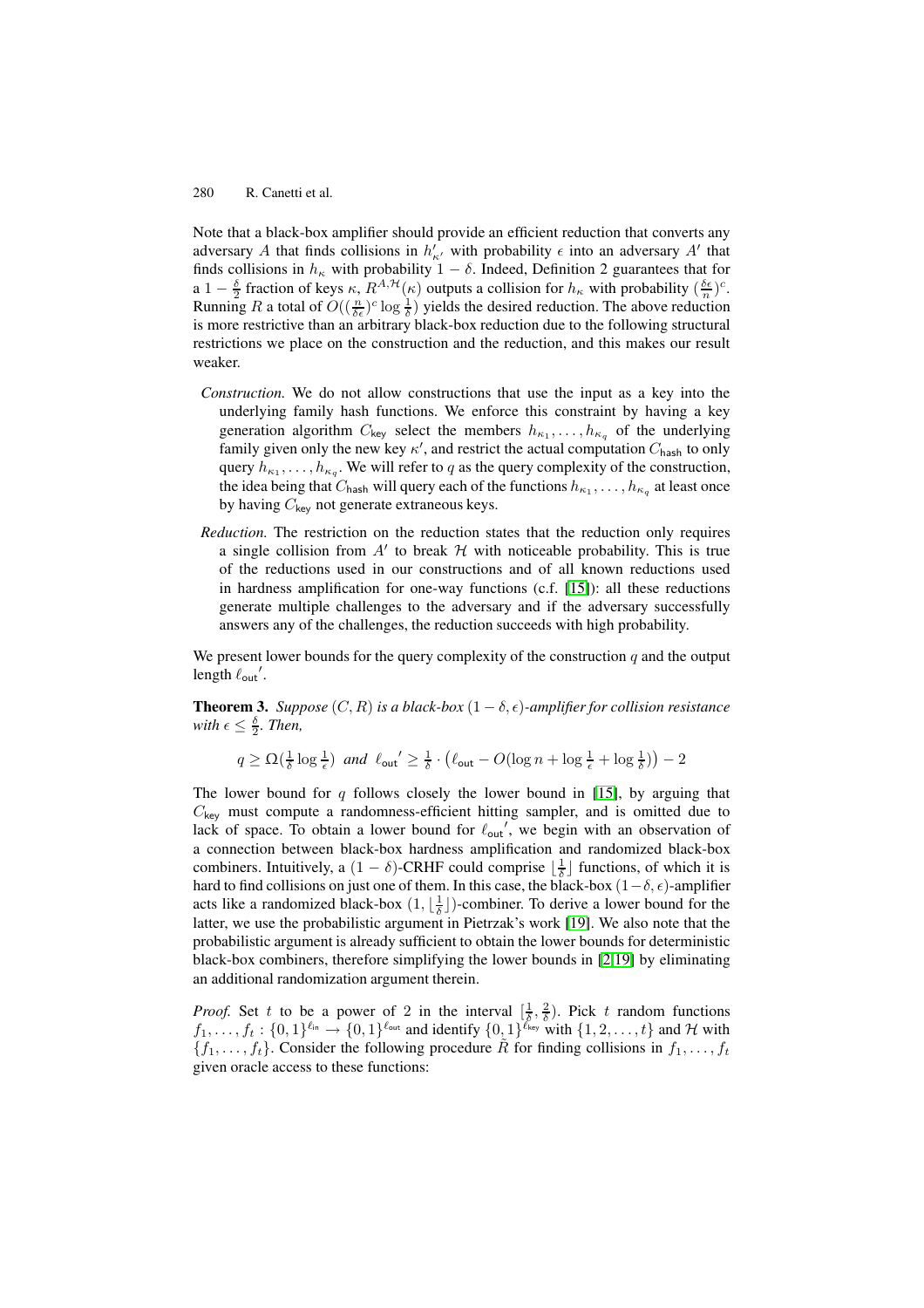Note that a black-box amplifier should provide an efficient reduction that converts any adversary $A$ that finds collisions in $h'_{\kappa'}$ with probability $\epsilon$ into an adversary $A'$ that finds collisions in $h_\kappa$ with probability $1-\delta$. Indeed, Definition 2 guarantees that for a $1-\frac{\delta}{2}$ fraction of keys $\kappa$, $R^{A,\mathcal{H}}(\kappa)$ outputs a collision for $h_\kappa$ with probability $(\frac{\delta\epsilon}{n})^c$. Running $R$ a total of $O((\frac{n}{\delta\epsilon})^c \log\frac{1}{\delta})$ yields the desired reduction. The above reduction is more restrictive than an arbitrary black-box reduction due to the following structural restrictions we place on the construction and the reduction, and this makes our result weaker.

- *Construction.* We do not allow constructions that use the input as a key into the underlying family hash functions. We enforce this constraint by having a key generation algorithm $C_{\mathsf{key}}$ select the members $h_{\kappa_1}, \ldots, h_{\kappa_q}$ of the underlying family given only the new key $\kappa'$, and restrict the actual computation $C_{\mathsf{hash}}$ to only query $h_{\kappa_1}, \ldots, h_{\kappa_q}$. We will refer to $q$ as the query complexity of the construction, the idea being that $C_{\mathsf{hash}}$ will query each of the functions $h_{\kappa_1}, \ldots, h_{\kappa_q}$ at least once by having $C_{\mathsf{key}}$ not generate extraneous keys.
- *Reduction.* The restriction on the reduction states that the reduction only requires a single collision from $A'$ to break $\mathcal{H}$ with noticeable probability. This is true of the reductions used in our constructions and of all known reductions used in hardness amplification for one-way functions (c.f. [15]): all these reductions generate multiple challenges to the adversary and if the adversary successfully answers any of the challenges, the reduction succeeds with high probability.

We present lower bounds for the query complexity of the construction $q$ and the output length $\ell_{\mathsf{out}}'$.

**Theorem 3.** *Suppose $(C, R)$ is a black-box $(1-\delta, \epsilon)$-amplifier for collision resistance with $\epsilon \le \frac{\delta}{2}$. Then,*

$$q \ge \Omega(\tfrac{1}{\delta}\log\tfrac{1}{\epsilon}) \quad \text{and} \quad \ell_{\mathsf{out}}' \ge \tfrac{1}{\delta}\cdot\left(\ell_{\mathsf{out}} - O(\log n + \log\tfrac{1}{\epsilon} + \log\tfrac{1}{\delta})\right) - 2$$

The lower bound for $q$ follows closely the lower bound in [15], by arguing that $C_{\mathsf{key}}$ must compute a randomness-efficient hitting sampler, and is omitted due to lack of space. To obtain a lower bound for $\ell_{\mathsf{out}}'$, we begin with an observation of a connection between black-box hardness amplification and randomized black-box combiners. Intuitively, a $(1-\delta)$-CRHF could comprise $\lfloor\frac{1}{\delta}\rfloor$ functions, of which it is hard to find collisions on just one of them. In this case, the black-box $(1-\delta, \epsilon)$-amplifier acts like a randomized black-box $(1, \lfloor\frac{1}{\delta}\rfloor)$-combiner. To derive a lower bound for the latter, we use the probabilistic argument in Pietrzak's work [19]. We also note that the probabilistic argument is already sufficient to obtain the lower bounds for deterministic black-box combiners, therefore simplifying the lower bounds in [2,19] by eliminating an additional randomization argument therein.

*Proof.* Set $t$ to be a power of 2 in the interval $[\frac{1}{\delta}, \frac{2}{\delta})$. Pick $t$ random functions $f_1, \ldots, f_t : \{0,1\}^{\ell_{\mathsf{in}}} \to \{0,1\}^{\ell_{\mathsf{out}}}$ and identify $\{0,1\}^{\ell_{\mathsf{key}}}$ with $\{1, 2, \ldots, t\}$ and $\mathcal{H}$ with $\{f_1, \ldots, f_t\}$. Consider the following procedure $\tilde{R}$ for finding collisions in $f_1, \ldots, f_t$ given oracle access to these functions: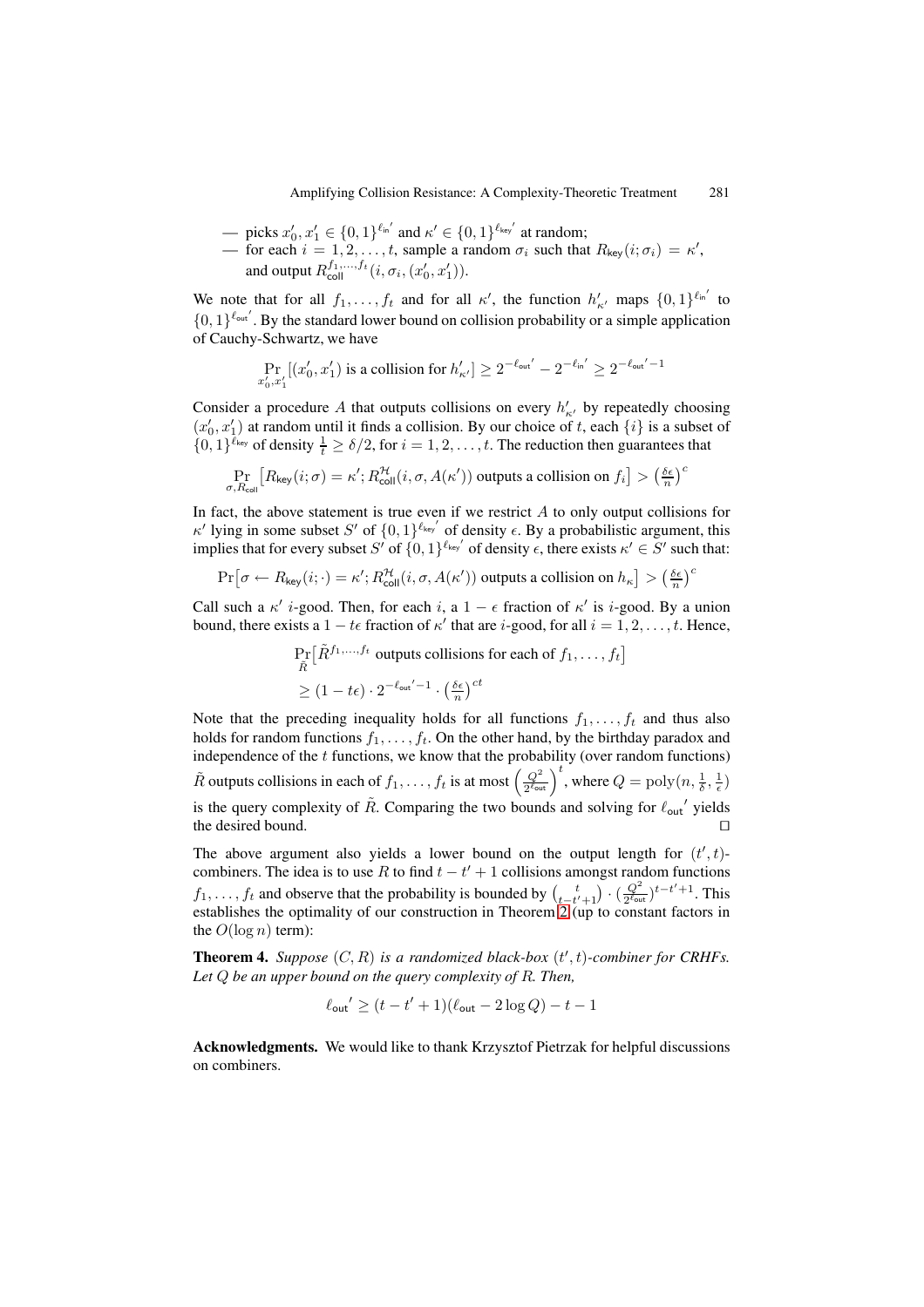— picks $x'_0, x'_1 \in \{0,1\}^{\ell_{\mathsf{in}}'}$ and $\kappa' \in \{0,1\}^{\ell_{\mathsf{key}}'}$ at random;

— for each $i = 1, 2, \ldots, t$, sample a random $\sigma_i$ such that $R_{\mathsf{key}}(i; \sigma_i) = \kappa'$, and output $R_{\mathsf{coll}}^{f_1,\ldots,f_t}(i, \sigma_i, (x'_0, x'_1))$.

We note that for all $f_1, \ldots, f_t$ and for all $\kappa'$, the function $h'_{\kappa'}$ maps $\{0,1\}^{\ell_{\mathsf{in}}'}$ to $\{0,1\}^{\ell_{\mathsf{out}}'}$. By the standard lower bound on collision probability or a simple application of Cauchy-Schwartz, we have

$$\Pr_{x'_0, x'_1}[(x'_0, x'_1) \text{ is a collision for } h'_{\kappa'}] \geq 2^{-\ell_{\mathsf{out}}'} - 2^{-\ell_{\mathsf{in}}'} \geq 2^{-\ell_{\mathsf{out}}' - 1}$$

Consider a procedure $A$ that outputs collisions on every $h'_{\kappa'}$ by repeatedly choosing $(x'_0, x'_1)$ at random until it finds a collision. By our choice of $t$, each $\{i\}$ is a subset of $\{0,1\}^{\ell_{\mathsf{key}}}$ of density $\frac{1}{t} \geq \delta/2$, for $i = 1, 2, \ldots, t$. The reduction then guarantees that

$$\Pr_{\sigma, R_{\mathsf{coll}}}\left[R_{\mathsf{key}}(i;\sigma) = \kappa'; R_{\mathsf{coll}}^{\mathcal{H}}(i, \sigma, A(\kappa')) \text{ outputs a collision on } f_i\right] > \left(\tfrac{\delta\epsilon}{n}\right)^c$$

In fact, the above statement is true even if we restrict $A$ to only output collisions for $\kappa'$ lying in some subset $S'$ of $\{0,1\}^{\ell_{\mathsf{key}}'}$ of density $\epsilon$. By a probabilistic argument, this implies that for every subset $S'$ of $\{0,1\}^{\ell_{\mathsf{key}}'}$ of density $\epsilon$, there exists $\kappa' \in S'$ such that:

$$\Pr\left[\sigma \leftarrow R_{\mathsf{key}}(i;\cdot) = \kappa'; R_{\mathsf{coll}}^{\mathcal{H}}(i, \sigma, A(\kappa')) \text{ outputs a collision on } h_\kappa\right] > \left(\tfrac{\delta\epsilon}{n}\right)^c$$

Call such a $\kappa'$ $i$-good. Then, for each $i$, a $1-\epsilon$ fraction of $\kappa'$ is $i$-good. By a union bound, there exists a $1 - t\epsilon$ fraction of $\kappa'$ that are $i$-good, for all $i = 1, 2, \ldots, t$. Hence,

$$\begin{aligned}
&\Pr_{\tilde{R}}\left[\tilde{R}^{f_1,\ldots,f_t} \text{ outputs collisions for each of } f_1, \ldots, f_t\right] \\
&\geq (1 - t\epsilon) \cdot 2^{-\ell_{\mathsf{out}}' - 1} \cdot \left(\tfrac{\delta\epsilon}{n}\right)^{ct}
\end{aligned}$$

Note that the preceding inequality holds for all functions $f_1, \ldots, f_t$ and thus also holds for random functions $f_1, \ldots, f_t$. On the other hand, by the birthday paradox and independence of the $t$ functions, we know that the probability (over random functions) $\tilde{R}$ outputs collisions in each of $f_1, \ldots, f_t$ is at most $\left(\frac{Q^2}{2^{\ell_{\mathsf{out}}}}\right)^t$, where $Q = \mathrm{poly}(n, \frac{1}{\delta}, \frac{1}{\epsilon})$ is the query complexity of $\tilde{R}$. Comparing the two bounds and solving for $\ell_{\mathsf{out}}'$ yields the desired bound. □

The above argument also yields a lower bound on the output length for $(t', t)$-combiners. The idea is to use $R$ to find $t - t' + 1$ collisions amongst random functions $f_1, \ldots, f_t$ and observe that the probability is bounded by $\binom{t}{t-t'+1} \cdot (\frac{Q^2}{2^{\ell_{\mathsf{out}}}})^{t-t'+1}$. This establishes the optimality of our construction in Theorem 2 (up to constant factors in the $O(\log n)$ term):

**Theorem 4.** *Suppose $(C, R)$ is a randomized black-box $(t', t)$-combiner for CRHFs. Let $Q$ be an upper bound on the query complexity of $R$. Then,*

$$\ell_{\mathsf{out}}' \geq (t - t' + 1)(\ell_{\mathsf{out}} - 2\log Q) - t - 1$$

**Acknowledgments.** We would like to thank Krzysztof Pietrzak for helpful discussions on combiners.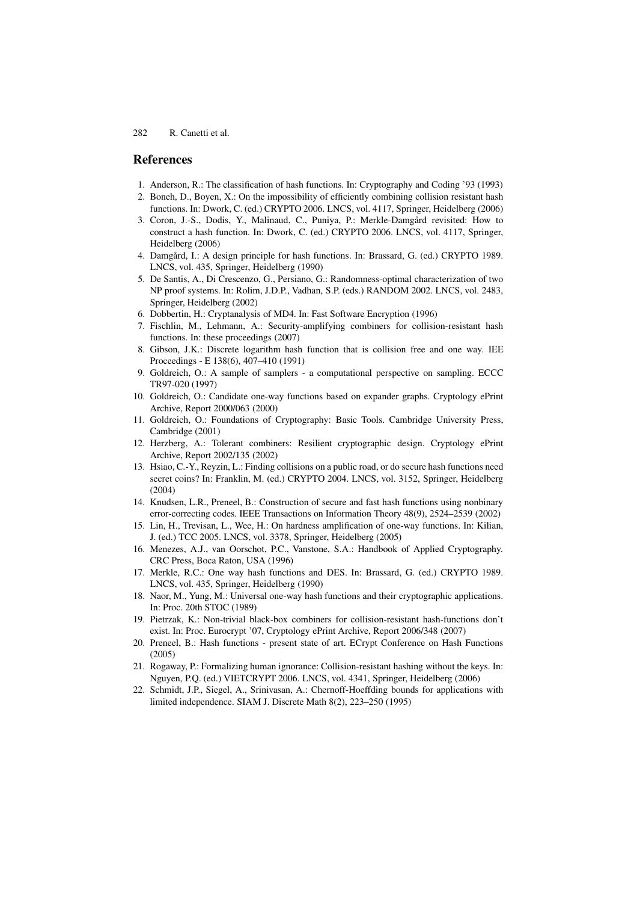## References

1. Anderson, R.: The classification of hash functions. In: Cryptography and Coding '93 (1993)
2. Boneh, D., Boyen, X.: On the impossibility of efficiently combining collision resistant hash functions. In: Dwork, C. (ed.) CRYPTO 2006. LNCS, vol. 4117, Springer, Heidelberg (2006)
3. Coron, J.-S., Dodis, Y., Malinaud, C., Puniya, P.: Merkle-Damgård revisited: How to construct a hash function. In: Dwork, C. (ed.) CRYPTO 2006. LNCS, vol. 4117, Springer, Heidelberg (2006)
4. Damgård, I.: A design principle for hash functions. In: Brassard, G. (ed.) CRYPTO 1989. LNCS, vol. 435, Springer, Heidelberg (1990)
5. De Santis, A., Di Crescenzo, G., Persiano, G.: Randomness-optimal characterization of two NP proof systems. In: Rolim, J.D.P., Vadhan, S.P. (eds.) RANDOM 2002. LNCS, vol. 2483, Springer, Heidelberg (2002)
6. Dobbertin, H.: Cryptanalysis of MD4. In: Fast Software Encryption (1996)
7. Fischlin, M., Lehmann, A.: Security-amplifying combiners for collision-resistant hash functions. In: these proceedings (2007)
8. Gibson, J.K.: Discrete logarithm hash function that is collision free and one way. IEE Proceedings - E 138(6), 407–410 (1991)
9. Goldreich, O.: A sample of samplers - a computational perspective on sampling. ECCC TR97-020 (1997)
10. Goldreich, O.: Candidate one-way functions based on expander graphs. Cryptology ePrint Archive, Report 2000/063 (2000)
11. Goldreich, O.: Foundations of Cryptography: Basic Tools. Cambridge University Press, Cambridge (2001)
12. Herzberg, A.: Tolerant combiners: Resilient cryptographic design. Cryptology ePrint Archive, Report 2002/135 (2002)
13. Hsiao, C.-Y., Reyzin, L.: Finding collisions on a public road, or do secure hash functions need secret coins? In: Franklin, M. (ed.) CRYPTO 2004. LNCS, vol. 3152, Springer, Heidelberg (2004)
14. Knudsen, L.R., Preneel, B.: Construction of secure and fast hash functions using nonbinary error-correcting codes. IEEE Transactions on Information Theory 48(9), 2524–2539 (2002)
15. Lin, H., Trevisan, L., Wee, H.: On hardness amplification of one-way functions. In: Kilian, J. (ed.) TCC 2005. LNCS, vol. 3378, Springer, Heidelberg (2005)
16. Menezes, A.J., van Oorschot, P.C., Vanstone, S.A.: Handbook of Applied Cryptography. CRC Press, Boca Raton, USA (1996)
17. Merkle, R.C.: One way hash functions and DES. In: Brassard, G. (ed.) CRYPTO 1989. LNCS, vol. 435, Springer, Heidelberg (1990)
18. Naor, M., Yung, M.: Universal one-way hash functions and their cryptographic applications. In: Proc. 20th STOC (1989)
19. Pietrzak, K.: Non-trivial black-box combiners for collision-resistant hash-functions don't exist. In: Proc. Eurocrypt '07, Cryptology ePrint Archive, Report 2006/348 (2007)
20. Preneel, B.: Hash functions - present state of art. ECrypt Conference on Hash Functions (2005)
21. Rogaway, P.: Formalizing human ignorance: Collision-resistant hashing without the keys. In: Nguyen, P.Q. (ed.) VIETCRYPT 2006. LNCS, vol. 4341, Springer, Heidelberg (2006)
22. Schmidt, J.P., Siegel, A., Srinivasan, A.: Chernoff-Hoeffding bounds for applications with limited independence. SIAM J. Discrete Math 8(2), 223–250 (1995)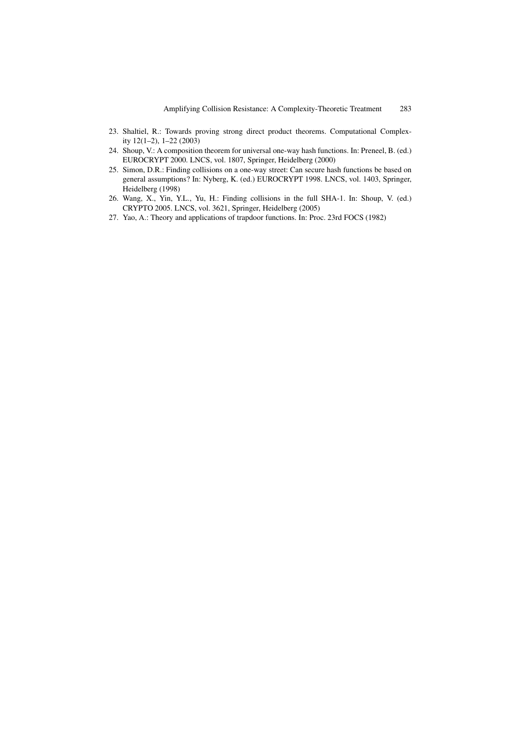23. Shaltiel, R.: Towards proving strong direct product theorems. Computational Complexity 12(1–2), 1–22 (2003)
24. Shoup, V.: A composition theorem for universal one-way hash functions. In: Preneel, B. (ed.) EUROCRYPT 2000. LNCS, vol. 1807, Springer, Heidelberg (2000)
25. Simon, D.R.: Finding collisions on a one-way street: Can secure hash functions be based on general assumptions? In: Nyberg, K. (ed.) EUROCRYPT 1998. LNCS, vol. 1403, Springer, Heidelberg (1998)
26. Wang, X., Yin, Y.L., Yu, H.: Finding collisions in the full SHA-1. In: Shoup, V. (ed.) CRYPTO 2005. LNCS, vol. 3621, Springer, Heidelberg (2005)
27. Yao, A.: Theory and applications of trapdoor functions. In: Proc. 23rd FOCS (1982)